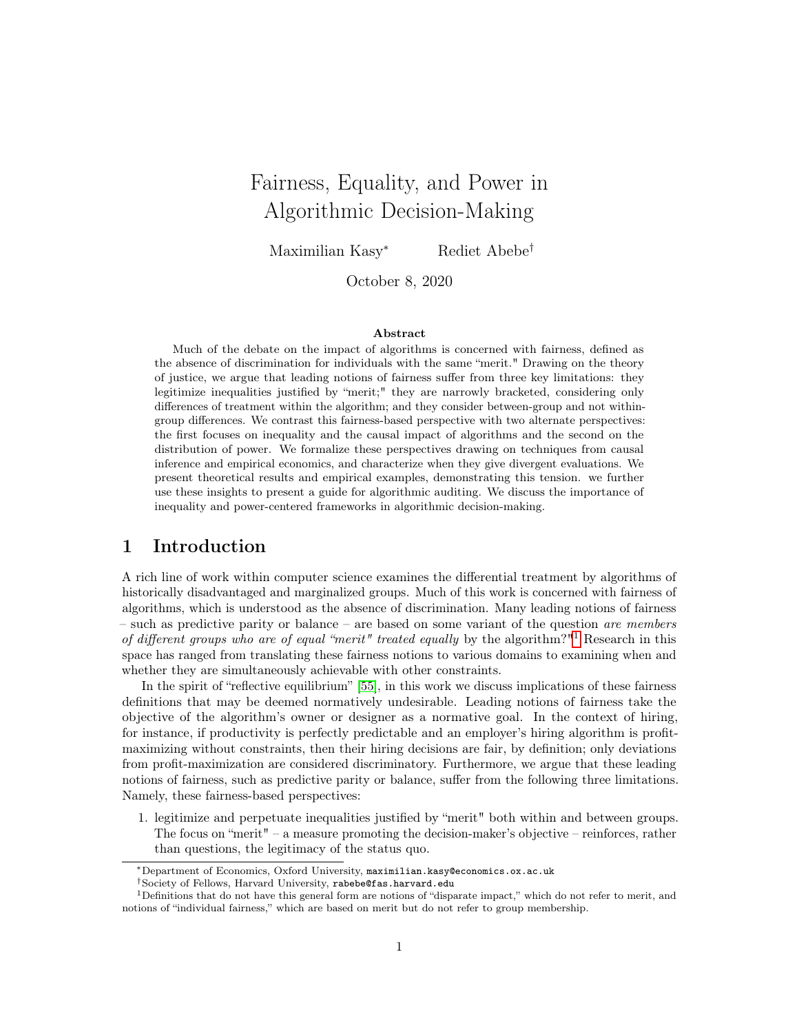# Fairness, Equality, and Power in Algorithmic Decision-Making

Maximilian Kasy[*] Rediet Abebe[†]

October 8, 2020

**Abstract**

Much of the debate on the impact of algorithms is concerned with fairness, defined as the absence of discrimination for individuals with the same "merit." Drawing on the theory of justice, we argue that leading notions of fairness suffer from three key limitations: they legitimize inequalities justified by "merit;" they are narrowly bracketed, considering only differences of treatment within the algorithm; and they consider between-group and not within-group differences. We contrast this fairness-based perspective with two alternate perspectives: the first focuses on inequality and the causal impact of algorithms and the second on the distribution of power. We formalize these perspectives drawing on techniques from causal inference and empirical economics, and characterize when they give divergent evaluations. We present theoretical results and empirical examples, demonstrating this tension. we further use these insights to present a guide for algorithmic auditing. We discuss the importance of inequality and power-centered frameworks in algorithmic decision-making.

## 1 Introduction

A rich line of work within computer science examines the differential treatment by algorithms of historically disadvantaged and marginalized groups. Much of this work is concerned with fairness of algorithms, which is understood as the absence of discrimination. Many leading notions of fairness – such as predictive parity or balance – are based on some variant of the question *are members of different groups who are of equal "merit" treated equally* by the algorithm?"[1] Research in this space has ranged from translating these fairness notions to various domains to examining when and whether they are simultaneously achievable with other constraints.

In the spirit of "reflective equilibrium" [55], in this work we discuss implications of these fairness definitions that may be deemed normatively undesirable. Leading notions of fairness take the objective of the algorithm's owner or designer as a normative goal. In the context of hiring, for instance, if productivity is perfectly predictable and an employer's hiring algorithm is profit-maximizing without constraints, then their hiring decisions are fair, by definition; only deviations from profit-maximization are considered discriminatory. Furthermore, we argue that these leading notions of fairness, such as predictive parity or balance, suffer from the following three limitations. Namely, these fairness-based perspectives:

1. legitimize and perpetuate inequalities justified by "merit" both within and between groups. The focus on "merit" – a measure promoting the decision-maker's objective – reinforces, rather than questions, the legitimacy of the status quo.

[*] Department of Economics, Oxford University, maximilian.kasy@economics.ox.ac.uk

[†] Society of Fellows, Harvard University, rabebe@fas.harvard.edu

[1] Definitions that do not have this general form are notions of "disparate impact," which do not refer to merit, and notions of "individual fairness," which are based on merit but do not refer to group membership.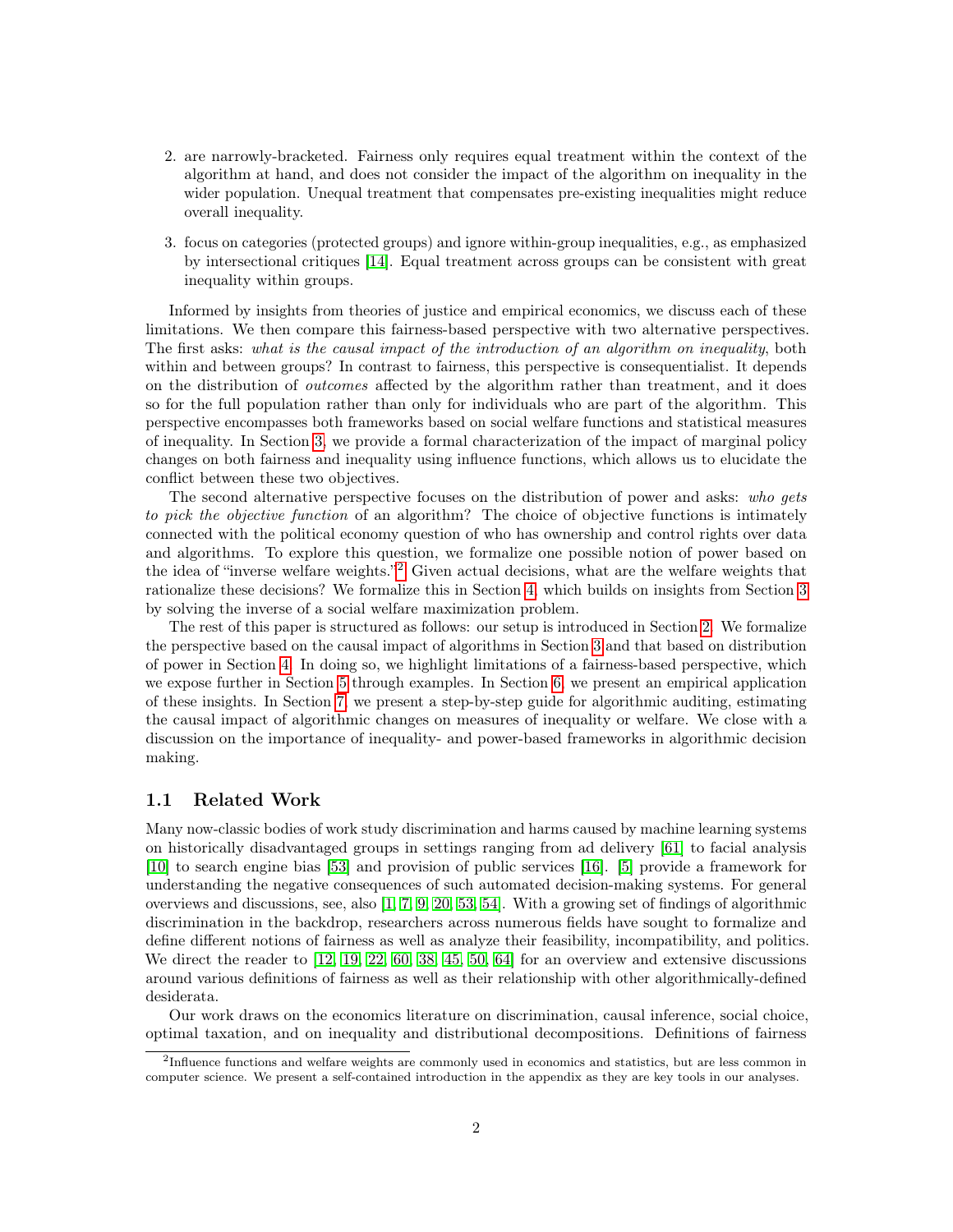2. are narrowly-bracketed. Fairness only requires equal treatment within the context of the algorithm at hand, and does not consider the impact of the algorithm on inequality in the wider population. Unequal treatment that compensates pre-existing inequalities might reduce overall inequality.

3. focus on categories (protected groups) and ignore within-group inequalities, e.g., as emphasized by intersectional critiques [14]. Equal treatment across groups can be consistent with great inequality within groups.

Informed by insights from theories of justice and empirical economics, we discuss each of these limitations. We then compare this fairness-based perspective with two alternative perspectives. The first asks: *what is the causal impact of the introduction of an algorithm on inequality*, both within and between groups? In contrast to fairness, this perspective is consequentialist. It depends on the distribution of *outcomes* affected by the algorithm rather than treatment, and it does so for the full population rather than only for individuals who are part of the algorithm. This perspective encompasses both frameworks based on social welfare functions and statistical measures of inequality. In Section 3, we provide a formal characterization of the impact of marginal policy changes on both fairness and inequality using influence functions, which allows us to elucidate the conflict between these two objectives.

The second alternative perspective focuses on the distribution of power and asks: *who gets to pick the objective function* of an algorithm? The choice of objective functions is intimately connected with the political economy question of who has ownership and control rights over data and algorithms. To explore this question, we formalize one possible notion of power based on the idea of "inverse welfare weights."[2] Given actual decisions, what are the welfare weights that rationalize these decisions? We formalize this in Section 4, which builds on insights from Section 3 by solving the inverse of a social welfare maximization problem.

The rest of this paper is structured as follows: our setup is introduced in Section 2. We formalize the perspective based on the causal impact of algorithms in Section 3 and that based on distribution of power in Section 4. In doing so, we highlight limitations of a fairness-based perspective, which we expose further in Section 5 through examples. In Section 6, we present an empirical application of these insights. In Section 7, we present a step-by-step guide for algorithmic auditing, estimating the causal impact of algorithmic changes on measures of inequality or welfare. We close with a discussion on the importance of inequality- and power-based frameworks in algorithmic decision making.

### 1.1 Related Work

Many now-classic bodies of work study discrimination and harms caused by machine learning systems on historically disadvantaged groups in settings ranging from ad delivery [61] to facial analysis [10] to search engine bias [53] and provision of public services [16]. [5] provide a framework for understanding the negative consequences of such automated decision-making systems. For general overviews and discussions, see, also [1, 7, 9, 20, 53, 54]. With a growing set of findings of algorithmic discrimination in the backdrop, researchers across numerous fields have sought to formalize and define different notions of fairness as well as analyze their feasibility, incompatibility, and politics. We direct the reader to [12, 19, 22, 60, 38, 45, 50, 64] for an overview and extensive discussions around various definitions of fairness as well as their relationship with other algorithmically-defined desiderata.

Our work draws on the economics literature on discrimination, causal inference, social choice, optimal taxation, and on inequality and distributional decompositions. Definitions of fairness

[2] Influence functions and welfare weights are commonly used in economics and statistics, but are less common in computer science. We present a self-contained introduction in the appendix as they are key tools in our analyses.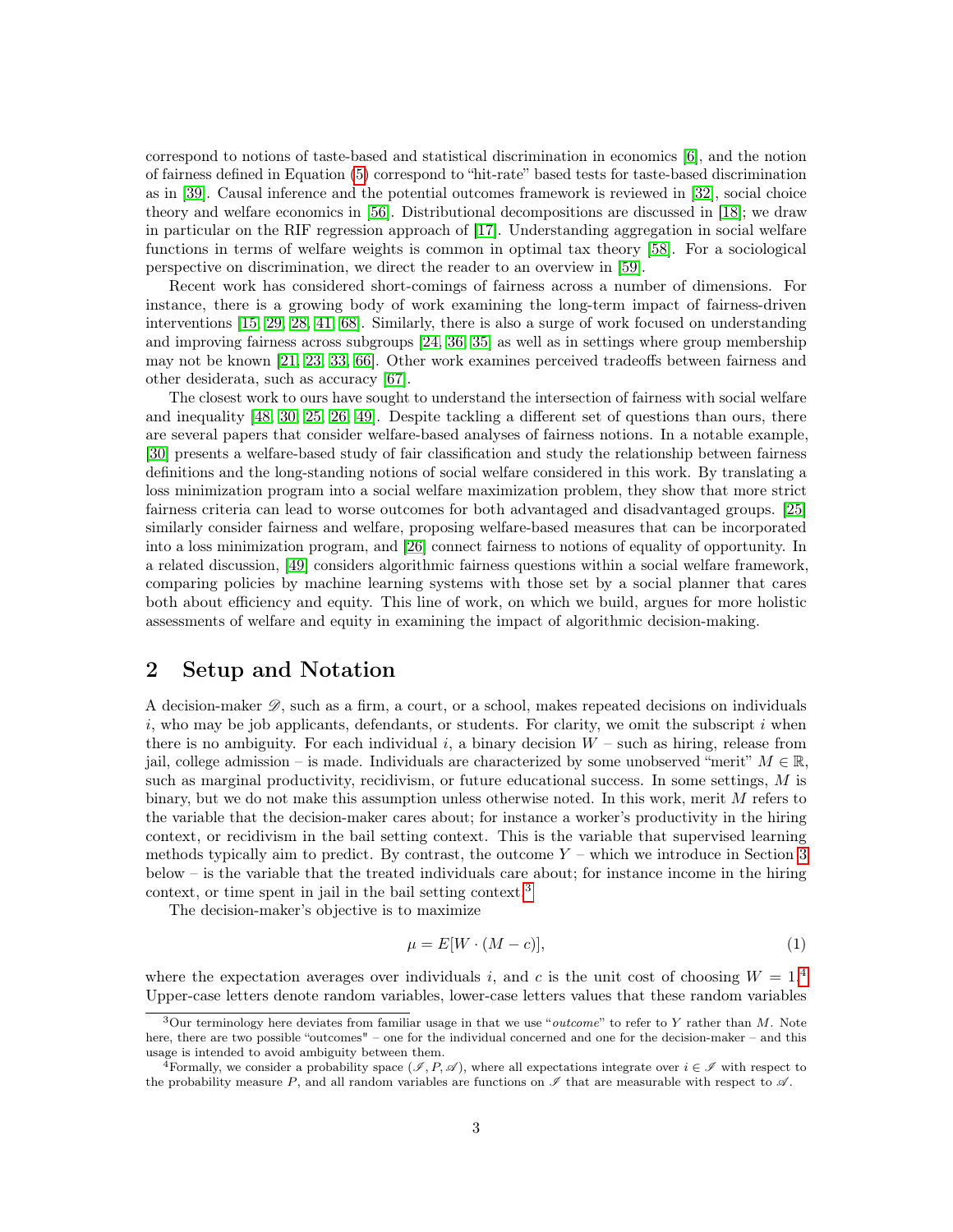correspond to notions of taste-based and statistical discrimination in economics [6], and the notion of fairness defined in Equation (5) correspond to "hit-rate" based tests for taste-based discrimination as in [39]. Causal inference and the potential outcomes framework is reviewed in [32], social choice theory and welfare economics in [56]. Distributional decompositions are discussed in [18]; we draw in particular on the RIF regression approach of [17]. Understanding aggregation in social welfare functions in terms of welfare weights is common in optimal tax theory [58]. For a sociological perspective on discrimination, we direct the reader to an overview in [59].

Recent work has considered short-comings of fairness across a number of dimensions. For instance, there is a growing body of work examining the long-term impact of fairness-driven interventions [15, 29, 28, 41, 68]. Similarly, there is also a surge of work focused on understanding and improving fairness across subgroups [24, 36, 35] as well as in settings where group membership may not be known [21, 23, 33, 66]. Other work examines perceived tradeoffs between fairness and other desiderata, such as accuracy [67].

The closest work to ours have sought to understand the intersection of fairness with social welfare and inequality [48, 30, 25, 26, 49]. Despite tackling a different set of questions than ours, there are several papers that consider welfare-based analyses of fairness notions. In a notable example, [30] presents a welfare-based study of fair classification and study the relationship between fairness definitions and the long-standing notions of social welfare considered in this work. By translating a loss minimization program into a social welfare maximization problem, they show that more strict fairness criteria can lead to worse outcomes for both advantaged and disadvantaged groups. [25] similarly consider fairness and welfare, proposing welfare-based measures that can be incorporated into a loss minimization program, and [26] connect fairness to notions of equality of opportunity. In a related discussion, [49] considers algorithmic fairness questions within a social welfare framework, comparing policies by machine learning systems with those set by a social planner that cares both about efficiency and equity. This line of work, on which we build, argues for more holistic assessments of welfare and equity in examining the impact of algorithmic decision-making.

## 2 Setup and Notation

A decision-maker $\mathscr{D}$, such as a firm, a court, or a school, makes repeated decisions on individuals $i$, who may be job applicants, defendants, or students. For clarity, we omit the subscript $i$ when there is no ambiguity. For each individual $i$, a binary decision $W$ – such as hiring, release from jail, college admission – is made. Individuals are characterized by some unobserved "merit" $M \in \mathbb{R}$, such as marginal productivity, recidivism, or future educational success. In some settings, $M$ is binary, but we do not make this assumption unless otherwise noted. In this work, merit $M$ refers to the variable that the decision-maker cares about; for instance a worker's productivity in the hiring context, or recidivism in the bail setting context. This is the variable that supervised learning methods typically aim to predict. By contrast, the outcome $Y$ – which we introduce in Section 3 below – is the variable that the treated individuals care about; for instance income in the hiring context, or time spent in jail in the bail setting context.[3]

The decision-maker's objective is to maximize

$$\mu = E[W \cdot (M - c)], \tag{1}$$

where the expectation averages over individuals $i$, and $c$ is the unit cost of choosing $W = 1$.[4] Upper-case letters denote random variables, lower-case letters values that these random variables

[3] Our terminology here deviates from familiar usage in that we use "*outcome*" to refer to $Y$ rather than $M$. Note here, there are two possible "outcomes" – one for the individual concerned and one for the decision-maker – and this usage is intended to avoid ambiguity between them.

[4] Formally, we consider a probability space $(\mathscr{I}, P, \mathscr{A})$, where all expectations integrate over $i \in \mathscr{I}$ with respect to the probability measure $P$, and all random variables are functions on $\mathscr{I}$ that are measurable with respect to $\mathscr{A}$.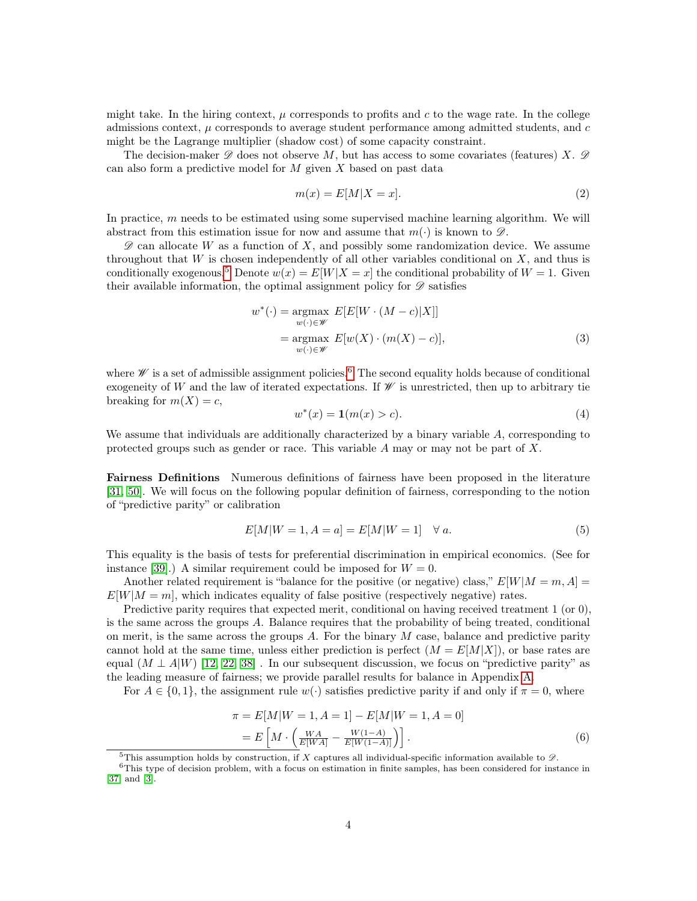might take. In the hiring context, $\mu$ corresponds to profits and $c$ to the wage rate. In the college admissions context, $\mu$ corresponds to average student performance among admitted students, and $c$ might be the Lagrange multiplier (shadow cost) of some capacity constraint.

The decision-maker $\mathscr{D}$ does not observe $M$, but has access to some covariates (features) $X$. $\mathscr{D}$ can also form a predictive model for $M$ given $X$ based on past data

$$m(x) = E[M|X = x]. \tag{2}$$

In practice, $m$ needs to be estimated using some supervised machine learning algorithm. We will abstract from this estimation issue for now and assume that $m(\cdot)$ is known to $\mathscr{D}$.

$\mathscr{D}$ can allocate $W$ as a function of $X$, and possibly some randomization device. We assume throughout that $W$ is chosen independently of all other variables conditional on $X$, and thus is conditionally exogenous.[5] Denote $w(x) = E[W|X = x]$ the conditional probability of $W = 1$. Given their available information, the optimal assignment policy for $\mathscr{D}$ satisfies

$$\begin{aligned} w^*(\cdot) &= \underset{w(\cdot)\in\mathscr{W}}{\operatorname{argmax}}\ E[E[W \cdot (M - c)|X]] \\ &= \underset{w(\cdot)\in\mathscr{W}}{\operatorname{argmax}}\ E[w(X) \cdot (m(X) - c)], \end{aligned} \tag{3}$$

where $\mathscr{W}$ is a set of admissible assignment policies.[6] The second equality holds because of conditional exogeneity of $W$ and the law of iterated expectations. If $\mathscr{W}$ is unrestricted, then up to arbitrary tie breaking for $m(X) = c$,

$$w^*(x) = \mathbf{1}(m(x) > c). \tag{4}$$

We assume that individuals are additionally characterized by a binary variable $A$, corresponding to protected groups such as gender or race. This variable $A$ may or may not be part of $X$.

**Fairness Definitions** Numerous definitions of fairness have been proposed in the literature [31, 50]. We will focus on the following popular definition of fairness, corresponding to the notion of "predictive parity" or calibration

$$E[M|W = 1, A = a] = E[M|W = 1] \quad \forall\ a. \tag{5}$$

This equality is the basis of tests for preferential discrimination in empirical economics. (See for instance [39].) A similar requirement could be imposed for $W = 0$.

Another related requirement is "balance for the positive (or negative) class," $E[W|M = m, A] = E[W|M = m]$, which indicates equality of false positive (respectively negative) rates.

Predictive parity requires that expected merit, conditional on having received treatment 1 (or 0), is the same across the groups $A$. Balance requires that the probability of being treated, conditional on merit, is the same across the groups $A$. For the binary $M$ case, balance and predictive parity cannot hold at the same time, unless either prediction is perfect ($M = E[M|X]$), or base rates are equal ($M \perp A|W$) [12, 22, 38] . In our subsequent discussion, we focus on "predictive parity" as the leading measure of fairness; we provide parallel results for balance in Appendix A.

For $A \in \{0, 1\}$, the assignment rule $w(\cdot)$ satisfies predictive parity if and only if $\pi = 0$, where

$$\begin{aligned} \pi &= E[M|W = 1, A = 1] - E[M|W = 1, A = 0] \\ &= E\left[M \cdot \left(\tfrac{WA}{E[WA]} - \tfrac{W(1-A)}{E[W(1-A)]}\right)\right]. \end{aligned} \tag{6}$$

[5] This assumption holds by construction, if $X$ captures all individual-specific information available to $\mathscr{D}$.

[6] This type of decision problem, with a focus on estimation in finite samples, has been considered for instance in [37] and [3].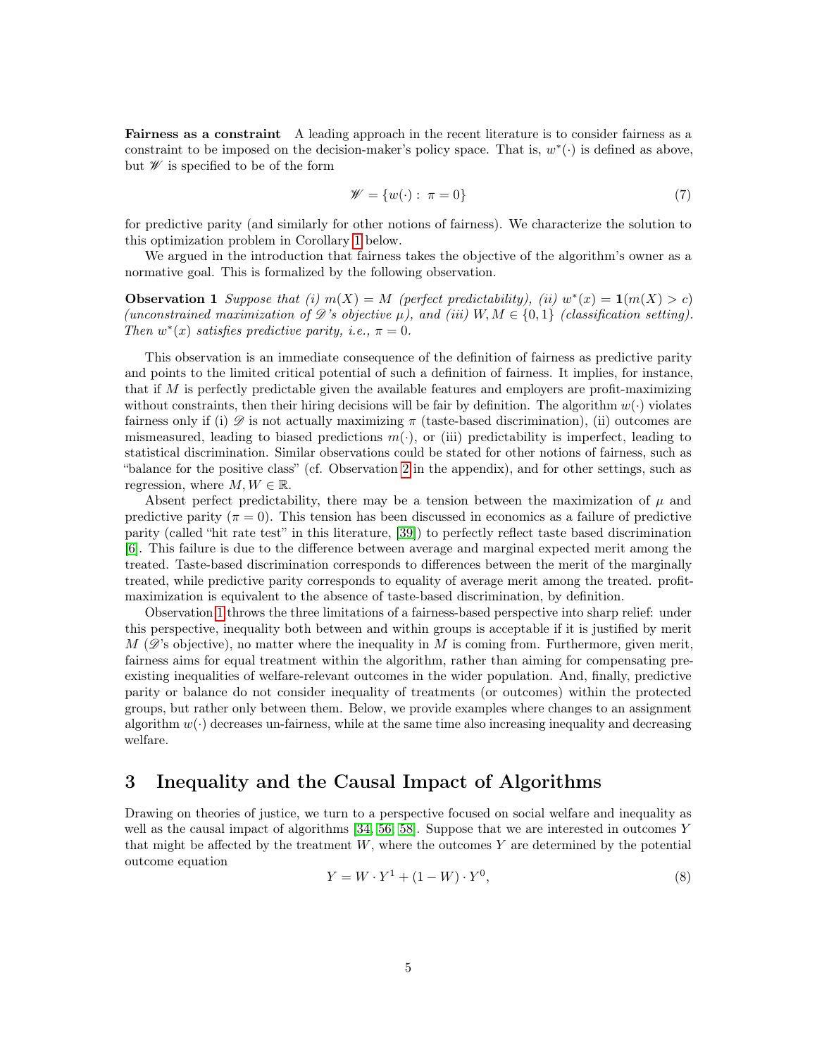**Fairness as a constraint** A leading approach in the recent literature is to consider fairness as a constraint to be imposed on the decision-maker's policy space. That is, $w^*(\cdot)$ is defined as above, but $\mathscr{W}$ is specified to be of the form

$$\mathscr{W} = \{w(\cdot) : \pi = 0\} \tag{7}$$

for predictive parity (and similarly for other notions of fairness). We characterize the solution to this optimization problem in Corollary 1 below.

We argued in the introduction that fairness takes the objective of the algorithm's owner as a normative goal. This is formalized by the following observation.

**Observation 1** *Suppose that (i) $m(X) = M$ (perfect predictability), (ii) $w^*(x) = \mathbf{1}(m(X) > c)$ (unconstrained maximization of $\mathscr{D}$'s objective $\mu$), and (iii) $W, M \in \{0, 1\}$ (classification setting). Then $w^*(x)$ satisfies predictive parity, i.e., $\pi = 0$.*

This observation is an immediate consequence of the definition of fairness as predictive parity and points to the limited critical potential of such a definition of fairness. It implies, for instance, that if $M$ is perfectly predictable given the available features and employers are profit-maximizing without constraints, then their hiring decisions will be fair by definition. The algorithm $w(\cdot)$ violates fairness only if (i) $\mathscr{D}$ is not actually maximizing $\pi$ (taste-based discrimination), (ii) outcomes are mismeasured, leading to biased predictions $m(\cdot)$, or (iii) predictability is imperfect, leading to statistical discrimination. Similar observations could be stated for other notions of fairness, such as "balance for the positive class" (cf. Observation 2 in the appendix), and for other settings, such as regression, where $M, W \in \mathbb{R}$.

Absent perfect predictability, there may be a tension between the maximization of $\mu$ and predictive parity ($\pi = 0$). This tension has been discussed in economics as a failure of predictive parity (called "hit rate test" in this literature, [39]) to perfectly reflect taste based discrimination [6]. This failure is due to the difference between average and marginal expected merit among the treated. Taste-based discrimination corresponds to differences between the merit of the marginally treated, while predictive parity corresponds to equality of average merit among the treated. profit-maximization is equivalent to the absence of taste-based discrimination, by definition.

Observation 1 throws the three limitations of a fairness-based perspective into sharp relief: under this perspective, inequality both between and within groups is acceptable if it is justified by merit $M$ ($\mathscr{D}$'s objective), no matter where the inequality in $M$ is coming from. Furthermore, given merit, fairness aims for equal treatment within the algorithm, rather than aiming for compensating pre-existing inequalities of welfare-relevant outcomes in the wider population. And, finally, predictive parity or balance do not consider inequality of treatments (or outcomes) within the protected groups, but rather only between them. Below, we provide examples where changes to an assignment algorithm $w(\cdot)$ decreases un-fairness, while at the same time also increasing inequality and decreasing welfare.

## 3 Inequality and the Causal Impact of Algorithms

Drawing on theories of justice, we turn to a perspective focused on social welfare and inequality as well as the causal impact of algorithms [34, 56, 58]. Suppose that we are interested in outcomes $Y$ that might be affected by the treatment $W$, where the outcomes $Y$ are determined by the potential outcome equation

$$Y = W \cdot Y^1 + (1 - W) \cdot Y^0, \tag{8}$$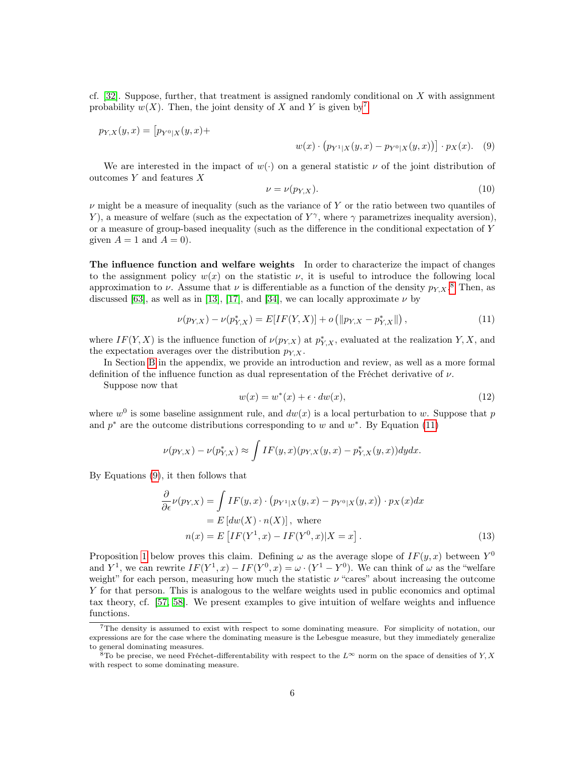cf. [32]. Suppose, further, that treatment is assigned randomly conditional on $X$ with assignment probability $w(X)$. Then, the joint density of $X$ and $Y$ is given by[7]

$$
p_{Y,X}(y,x) = \big[p_{Y^0|X}(y,x) + w(x) \cdot \left(p_{Y^1|X}(y,x) - p_{Y^0|X}(y,x)\right)\big] \cdot p_X(x). \quad (9)
$$

We are interested in the impact of $w(\cdot)$ on a general statistic $\nu$ of the joint distribution of outcomes $Y$ and features $X$

$$
\nu = \nu(p_{Y,X}). \quad (10)
$$

$\nu$ might be a measure of inequality (such as the variance of $Y$ or the ratio between two quantiles of $Y$), a measure of welfare (such as the expectation of $Y^\gamma$, where $\gamma$ parametrizes inequality aversion), or a measure of group-based inequality (such as the difference in the conditional expectation of $Y$ given $A = 1$ and $A = 0$).

**The influence function and welfare weights** In order to characterize the impact of changes to the assignment policy $w(x)$ on the statistic $\nu$, it is useful to introduce the following local approximation to $\nu$. Assume that $\nu$ is differentiable as a function of the density $p_{Y,X}$.[8] Then, as discussed [63], as well as in [13], [17], and [34], we can locally approximate $\nu$ by

$$
\nu(p_{Y,X}) - \nu(p^*_{Y,X}) = E[IF(Y,X)] + o\left(\|p_{Y,X} - p^*_{Y,X}\|\right), \quad (11)
$$

where $IF(Y,X)$ is the influence function of $\nu(p_{Y,X})$ at $p^*_{Y,X}$, evaluated at the realization $Y, X$, and the expectation averages over the distribution $p_{Y,X}$.

In Section B in the appendix, we provide an introduction and review, as well as a more formal definition of the influence function as dual representation of the Fréchet derivative of $\nu$.

Suppose now that

$$
w(x) = w^*(x) + \epsilon \cdot dw(x), \quad (12)
$$

where $w^0$ is some baseline assignment rule, and $dw(x)$ is a local perturbation to $w$. Suppose that $p$ and $p^*$ are the outcome distributions corresponding to $w$ and $w^*$. By Equation (11)

$$
\nu(p_{Y,X}) - \nu(p^*_{Y,X}) \approx \int IF(y,x)(p_{Y,X}(y,x) - p^*_{Y,X}(y,x))dydx.
$$

By Equations (9), it then follows that

$$
\begin{aligned}
\frac{\partial}{\partial \epsilon}\nu(p_{Y,X}) &= \int IF(y,x) \cdot \left(p_{Y^1|X}(y,x) - p_{Y^0|X}(y,x)\right) \cdot p_X(x)dx \\
&= E\left[dw(X) \cdot n(X)\right], \text{ where} \\
n(x) &= E\left[IF(Y^1,x) - IF(Y^0,x)|X = x\right]. \quad (13)
\end{aligned}
$$

Proposition 1 below proves this claim. Defining $\omega$ as the average slope of $IF(y,x)$ between $Y^0$ and $Y^1$, we can rewrite $IF(Y^1,x) - IF(Y^0,x) = \omega \cdot (Y^1 - Y^0)$. We can think of $\omega$ as the "welfare weight" for each person, measuring how much the statistic $\nu$ "cares" about increasing the outcome $Y$ for that person. This is analogous to the welfare weights used in public economics and optimal tax theory, cf. [57, 58]. We present examples to give intuition of welfare weights and influence functions.

[7] The density is assumed to exist with respect to some dominating measure. For simplicity of notation, our expressions are for the case where the dominating measure is the Lebesgue measure, but they immediately generalize to general dominating measures.

[8] To be precise, we need Fréchet-differentability with respect to the $L^\infty$ norm on the space of densities of $Y, X$ with respect to some dominating measure.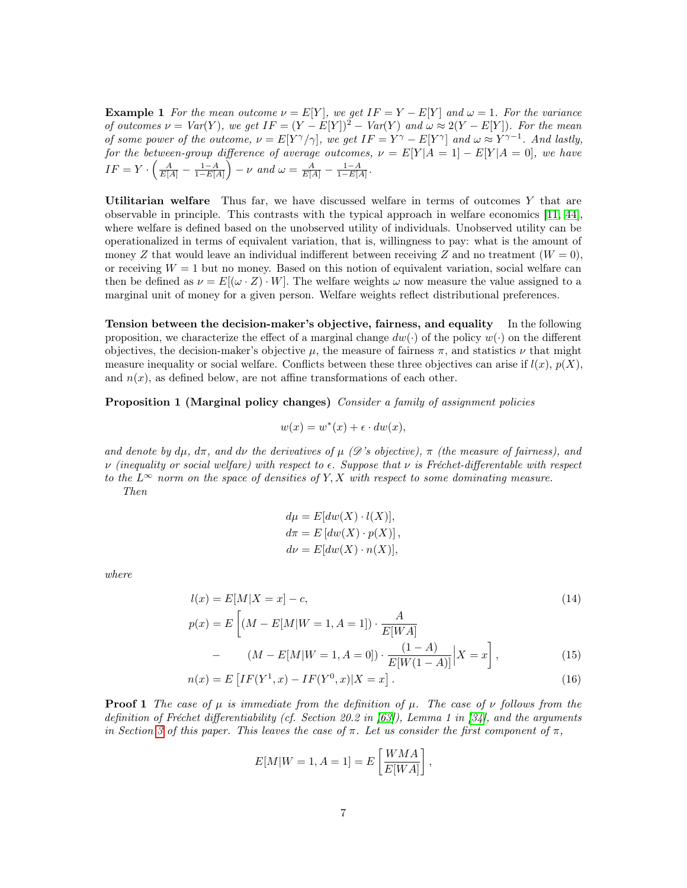**Example 1** *For the mean outcome $\nu = E[Y]$, we get $IF = Y - E[Y]$ and $\omega = 1$. For the variance of outcomes $\nu = Var(Y)$, we get $IF = (Y - E[Y])^2 - Var(Y)$ and $\omega \approx 2(Y - E[Y])$. For the mean of some power of the outcome, $\nu = E[Y^\gamma/\gamma]$, we get $IF = Y^\gamma - E[Y^\gamma]$ and $\omega \approx Y^{\gamma-1}$. And lastly, for the between-group difference of average outcomes, $\nu = E[Y|A=1] - E[Y|A=0]$, we have $IF = Y \cdot \left(\frac{A}{E[A]} - \frac{1-A}{1-E[A]}\right) - \nu$ and $\omega = \frac{A}{E[A]} - \frac{1-A}{1-E[A]}$.*

**Utilitarian welfare** Thus far, we have discussed welfare in terms of outcomes $Y$ that are observable in principle. This contrasts with the typical approach in welfare economics [11, 44], where welfare is defined based on the unobserved utility of individuals. Unobserved utility can be operationalized in terms of equivalent variation, that is, willingness to pay: what is the amount of money $Z$ that would leave an individual indifferent between receiving $Z$ and no treatment ($W = 0$), or receiving $W = 1$ but no money. Based on this notion of equivalent variation, social welfare can then be defined as $\nu = E[(\omega \cdot Z) \cdot W]$. The welfare weights $\omega$ now measure the value assigned to a marginal unit of money for a given person. Welfare weights reflect distributional preferences.

**Tension between the decision-maker's objective, fairness, and equality** In the following proposition, we characterize the effect of a marginal change $dw(\cdot)$ of the policy $w(\cdot)$ on the different objectives, the decision-maker's objective $\mu$, the measure of fairness $\pi$, and statistics $\nu$ that might measure inequality or social welfare. Conflicts between these three objectives can arise if $l(x)$, $p(X)$, and $n(x)$, as defined below, are not affine transformations of each other.

**Proposition 1 (Marginal policy changes)** *Consider a family of assignment policies*

$$w(x) = w^*(x) + \epsilon \cdot dw(x),$$

*and denote by $d\mu$, $d\pi$, and $d\nu$ the derivatives of $\mu$ ($\mathscr{D}$'s objective), $\pi$ (the measure of fairness), and $\nu$ (inequality or social welfare) with respect to $\epsilon$. Suppose that $\nu$ is Fréchet-differentable with respect to the $L^\infty$ norm on the space of densities of $Y, X$ with respect to some dominating measure.*

*Then*

$$d\mu = E[dw(X) \cdot l(X)],$$
$$d\pi = E\left[dw(X) \cdot p(X)\right],$$
$$d\nu = E[dw(X) \cdot n(X)],$$

*where*

$$l(x) = E[M|X=x] - c, \tag{14}$$

$$p(x) = E\left[(M - E[M|W=1, A=1]) \cdot \frac{A}{E[WA]} - (M - E[M|W=1, A=0]) \cdot \frac{(1-A)}{E[W(1-A)]}\Big| X = x\right], \tag{15}$$

$$n(x) = E\left[IF(Y^1, x) - IF(Y^0, x)|X=x\right]. \tag{16}$$

**Proof 1** *The case of $\mu$ is immediate from the definition of $\mu$. The case of $\nu$ follows from the definition of Fréchet differentiability (cf. Section 20.2 in [63]), Lemma 1 in [34], and the arguments in Section 3 of this paper. This leaves the case of $\pi$. Let us consider the first component of $\pi$,*

$$E[M|W=1, A=1] = E\left[\frac{WMA}{E[WA]}\right],$$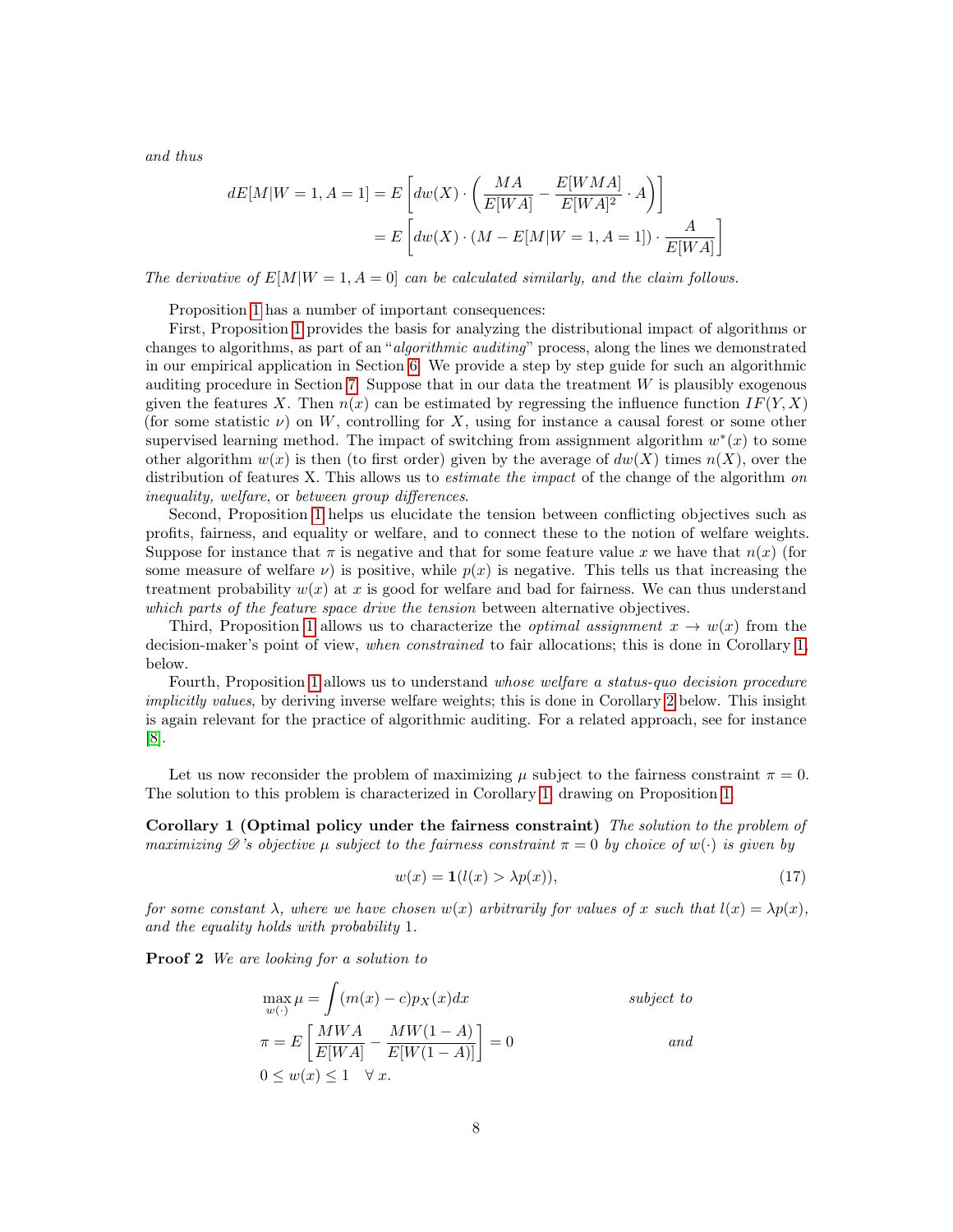*and thus*

$$
\begin{aligned}
dE[M|W=1,A=1] &= E\left[dw(X)\cdot\left(\frac{MA}{E[WA]} - \frac{E[WMA]}{E[WA]^2}\cdot A\right)\right] \\
&= E\left[dw(X)\cdot(M - E[M|W=1,A=1])\cdot\frac{A}{E[WA]}\right]
\end{aligned}
$$

*The derivative of $E[M|W=1,A=0]$ can be calculated similarly, and the claim follows.*

Proposition 1 has a number of important consequences:

First, Proposition 1 provides the basis for analyzing the distributional impact of algorithms or changes to algorithms, as part of an "*algorithmic auditing*" process, along the lines we demonstrated in our empirical application in Section 6. We provide a step by step guide for such an algorithmic auditing procedure in Section 7. Suppose that in our data the treatment $W$ is plausibly exogenous given the features $X$. Then $n(x)$ can be estimated by regressing the influence function $IF(Y,X)$ (for some statistic $\nu$) on $W$, controlling for $X$, using for instance a causal forest or some other supervised learning method. The impact of switching from assignment algorithm $w^*(x)$ to some other algorithm $w(x)$ is then (to first order) given by the average of $dw(X)$ times $n(X)$, over the distribution of features X. This allows us to *estimate the impact* of the change of the algorithm *on inequality, welfare*, or *between group differences*.

Second, Proposition 1 helps us elucidate the tension between conflicting objectives such as profits, fairness, and equality or welfare, and to connect these to the notion of welfare weights. Suppose for instance that $\pi$ is negative and that for some feature value $x$ we have that $n(x)$ (for some measure of welfare $\nu$) is positive, while $p(x)$ is negative. This tells us that increasing the treatment probability $w(x)$ at $x$ is good for welfare and bad for fairness. We can thus understand *which parts of the feature space drive the tension* between alternative objectives.

Third, Proposition 1 allows us to characterize the *optimal assignment* $x \to w(x)$ from the decision-maker's point of view, *when constrained* to fair allocations; this is done in Corollary 1, below.

Fourth, Proposition 1 allows us to understand *whose welfare a status-quo decision procedure implicitly values*, by deriving inverse welfare weights; this is done in Corollary 2 below. This insight is again relevant for the practice of algorithmic auditing. For a related approach, see for instance [8].

Let us now reconsider the problem of maximizing $\mu$ subject to the fairness constraint $\pi = 0$. The solution to this problem is characterized in Corollary 1, drawing on Proposition 1.

**Corollary 1 (Optimal policy under the fairness constraint)** *The solution to the problem of maximizing $\mathscr{D}$'s objective $\mu$ subject to the fairness constraint $\pi = 0$ by choice of $w(\cdot)$ is given by*

$$
w(x) = \mathbf{1}(l(x) > \lambda p(x)), \tag{17}
$$

*for some constant $\lambda$, where we have chosen $w(x)$ arbitrarily for values of $x$ such that $l(x) = \lambda p(x)$, and the equality holds with probability 1.*

**Proof 2** *We are looking for a solution to*

$$
\begin{aligned}
&\max_{w(\cdot)} \mu = \int (m(x) - c) p_X(x) dx && \textit{subject to} \\
&\pi = E\left[\frac{MWA}{E[WA]} - \frac{MW(1-A)}{E[W(1-A)]}\right] = 0 && \textit{and} \\
&0 \le w(x) \le 1 \quad \forall\, x.
\end{aligned}
$$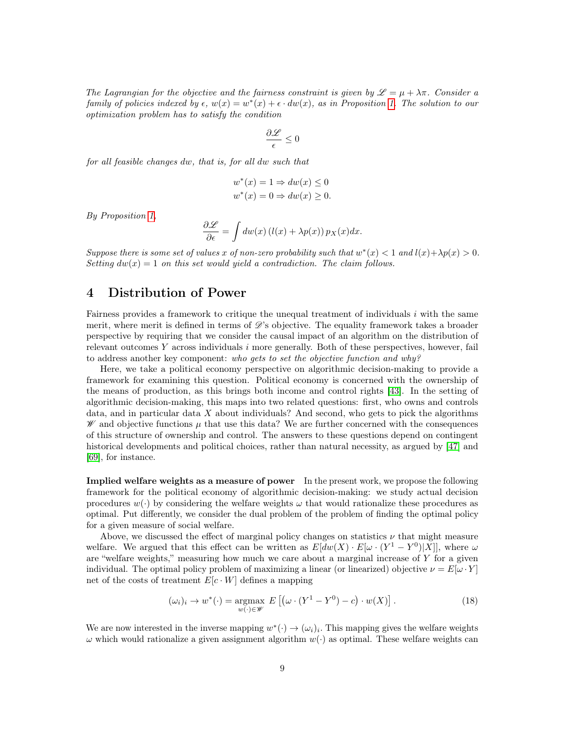*The Lagrangian for the objective and the fairness constraint is given by $\mathscr{L} = \mu + \lambda\pi$. Consider a family of policies indexed by $\epsilon$, $w(x) = w^*(x) + \epsilon \cdot dw(x)$, as in Proposition 1. The solution to our optimization problem has to satisfy the condition*

$$\frac{\partial \mathscr{L}}{\epsilon} \leq 0$$

*for all feasible changes $dw$, that is, for all $dw$ such that*

$$w^*(x) = 1 \Rightarrow dw(x) \leq 0$$
$$w^*(x) = 0 \Rightarrow dw(x) \geq 0.$$

*By Proposition 1,*

$$\frac{\partial \mathscr{L}}{\partial \epsilon} = \int dw(x) \left(l(x) + \lambda p(x)\right) p_X(x) dx.$$

*Suppose there is some set of values $x$ of non-zero probability such that $w^*(x) < 1$ and $l(x) + \lambda p(x) > 0$. Setting $dw(x) = 1$ on this set would yield a contradiction. The claim follows.*

# 4 Distribution of Power

Fairness provides a framework to critique the unequal treatment of individuals $i$ with the same merit, where merit is defined in terms of $\mathscr{D}$'s objective. The equality framework takes a broader perspective by requiring that we consider the causal impact of an algorithm on the distribution of relevant outcomes $Y$ across individuals $i$ more generally. Both of these perspectives, however, fail to address another key component: *who gets to set the objective function and why?*

Here, we take a political economy perspective on algorithmic decision-making to provide a framework for examining this question. Political economy is concerned with the ownership of the means of production, as this brings both income and control rights [43]. In the setting of algorithmic decision-making, this maps into two related questions: first, who owns and controls data, and in particular data $X$ about individuals? And second, who gets to pick the algorithms $\mathscr{W}$ and objective functions $\mu$ that use this data? We are further concerned with the consequences of this structure of ownership and control. The answers to these questions depend on contingent historical developments and political choices, rather than natural necessity, as argued by [47] and [69], for instance.

**Implied welfare weights as a measure of power** In the present work, we propose the following framework for the political economy of algorithmic decision-making: we study actual decision procedures $w(\cdot)$ by considering the welfare weights $\omega$ that would rationalize these procedures as optimal. Put differently, we consider the dual problem of the problem of finding the optimal policy for a given measure of social welfare.

Above, we discussed the effect of marginal policy changes on statistics $\nu$ that might measure welfare. We argued that this effect can be written as $E[dw(X) \cdot E[\omega \cdot (Y^1 - Y^0)|X]]$, where $\omega$ are "welfare weights," measuring how much we care about a marginal increase of $Y$ for a given individual. The optimal policy problem of maximizing a linear (or linearized) objective $\nu = E[\omega \cdot Y]$ net of the costs of treatment $E[c \cdot W]$ defines a mapping

$$(\omega_i)_i \rightarrow w^*(\cdot) = \underset{w(\cdot) \in \mathscr{W}}{\operatorname{argmax}} \; E\left[\left(\omega \cdot (Y^1 - Y^0) - c\right) \cdot w(X)\right]. \tag{18}$$

We are now interested in the inverse mapping $w^*(\cdot) \rightarrow (\omega_i)_i$. This mapping gives the welfare weights $\omega$ which would rationalize a given assignment algorithm $w(\cdot)$ as optimal. These welfare weights can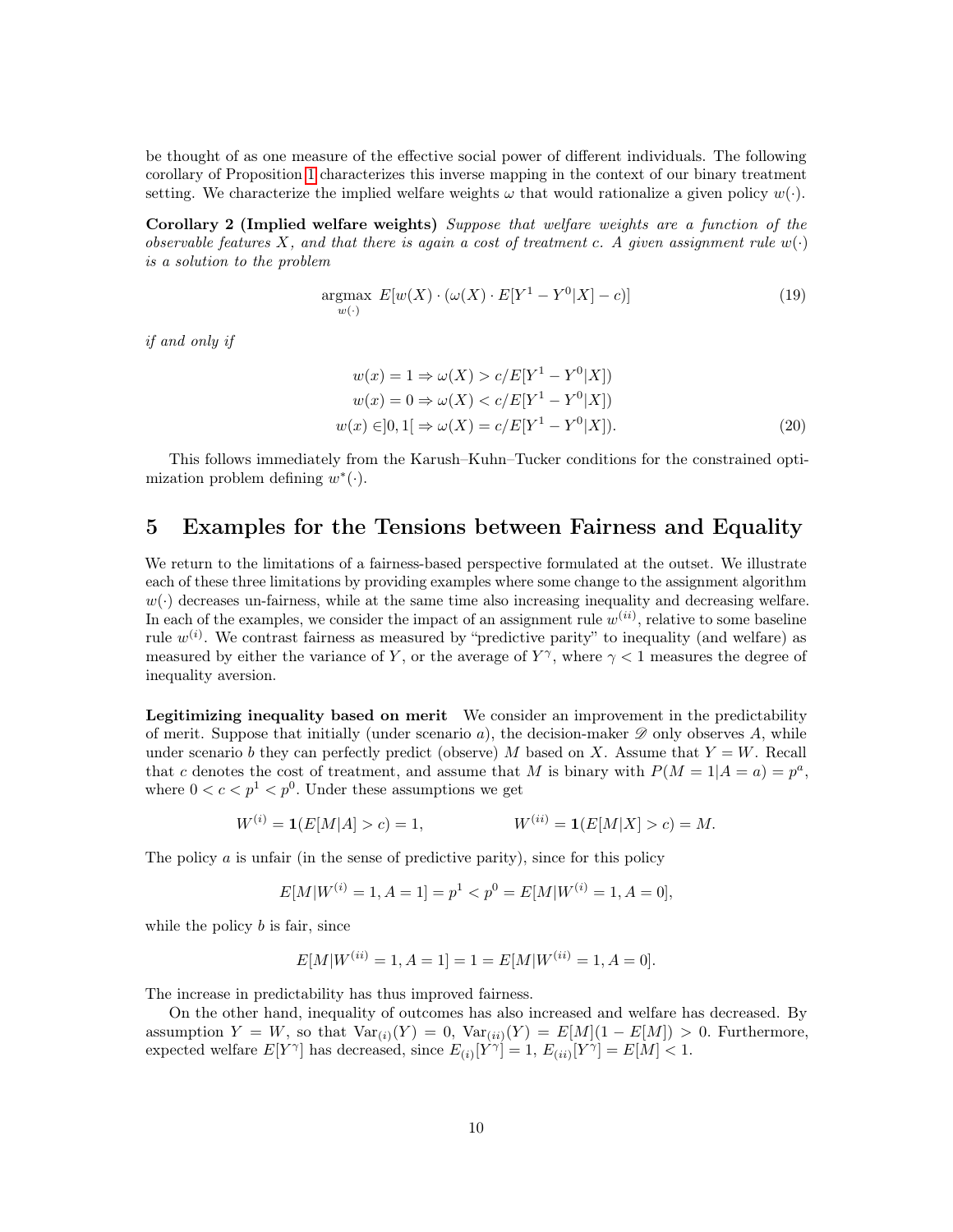be thought of as one measure of the effective social power of different individuals. The following corollary of Proposition 1 characterizes this inverse mapping in the context of our binary treatment setting. We characterize the implied welfare weights $\omega$ that would rationalize a given policy $w(\cdot)$.

**Corollary 2 (Implied welfare weights)** *Suppose that welfare weights are a function of the observable features $X$, and that there is again a cost of treatment $c$. A given assignment rule $w(\cdot)$ is a solution to the problem*

$$\underset{w(\cdot)}{\operatorname{argmax}} \; E[w(X) \cdot (\omega(X) \cdot E[Y^1 - Y^0|X] - c)] \tag{19}$$

*if and only if*

$$\begin{aligned} w(x) = 1 &\Rightarrow \omega(X) > c/E[Y^1 - Y^0|X]) \\ w(x) = 0 &\Rightarrow \omega(X) < c/E[Y^1 - Y^0|X]) \\ w(x) \in ]0,1[ &\Rightarrow \omega(X) = c/E[Y^1 - Y^0|X]). \end{aligned} \tag{20}$$

This follows immediately from the Karush–Kuhn–Tucker conditions for the constrained optimization problem defining $w^*(\cdot)$.

## 5 Examples for the Tensions between Fairness and Equality

We return to the limitations of a fairness-based perspective formulated at the outset. We illustrate each of these three limitations by providing examples where some change to the assignment algorithm $w(\cdot)$ decreases un-fairness, while at the same time also increasing inequality and decreasing welfare. In each of the examples, we consider the impact of an assignment rule $w^{(ii)}$, relative to some baseline rule $w^{(i)}$. We contrast fairness as measured by "predictive parity" to inequality (and welfare) as measured by either the variance of $Y$, or the average of $Y^\gamma$, where $\gamma < 1$ measures the degree of inequality aversion.

**Legitimizing inequality based on merit** We consider an improvement in the predictability of merit. Suppose that initially (under scenario $a$), the decision-maker $\mathscr{D}$ only observes $A$, while under scenario $b$ they can perfectly predict (observe) $M$ based on $X$. Assume that $Y = W$. Recall that $c$ denotes the cost of treatment, and assume that $M$ is binary with $P(M = 1|A = a) = p^a$, where $0 < c < p^1 < p^0$. Under these assumptions we get

$$W^{(i)} = \mathbf{1}(E[M|A] > c) = 1, \qquad\qquad W^{(ii)} = \mathbf{1}(E[M|X] > c) = M.$$

The policy $a$ is unfair (in the sense of predictive parity), since for this policy

$$E[M|W^{(i)} = 1, A = 1] = p^1 < p^0 = E[M|W^{(i)} = 1, A = 0],$$

while the policy $b$ is fair, since

$$E[M|W^{(ii)} = 1, A = 1] = 1 = E[M|W^{(ii)} = 1, A = 0].$$

The increase in predictability has thus improved fairness.

On the other hand, inequality of outcomes has also increased and welfare has decreased. By assumption $Y = W$, so that $\mathrm{Var}_{(i)}(Y) = 0$, $\mathrm{Var}_{(ii)}(Y) = E[M](1 - E[M]) > 0$. Furthermore, expected welfare $E[Y^\gamma]$ has decreased, since $E_{(i)}[Y^\gamma] = 1$, $E_{(ii)}[Y^\gamma] = E[M] < 1$.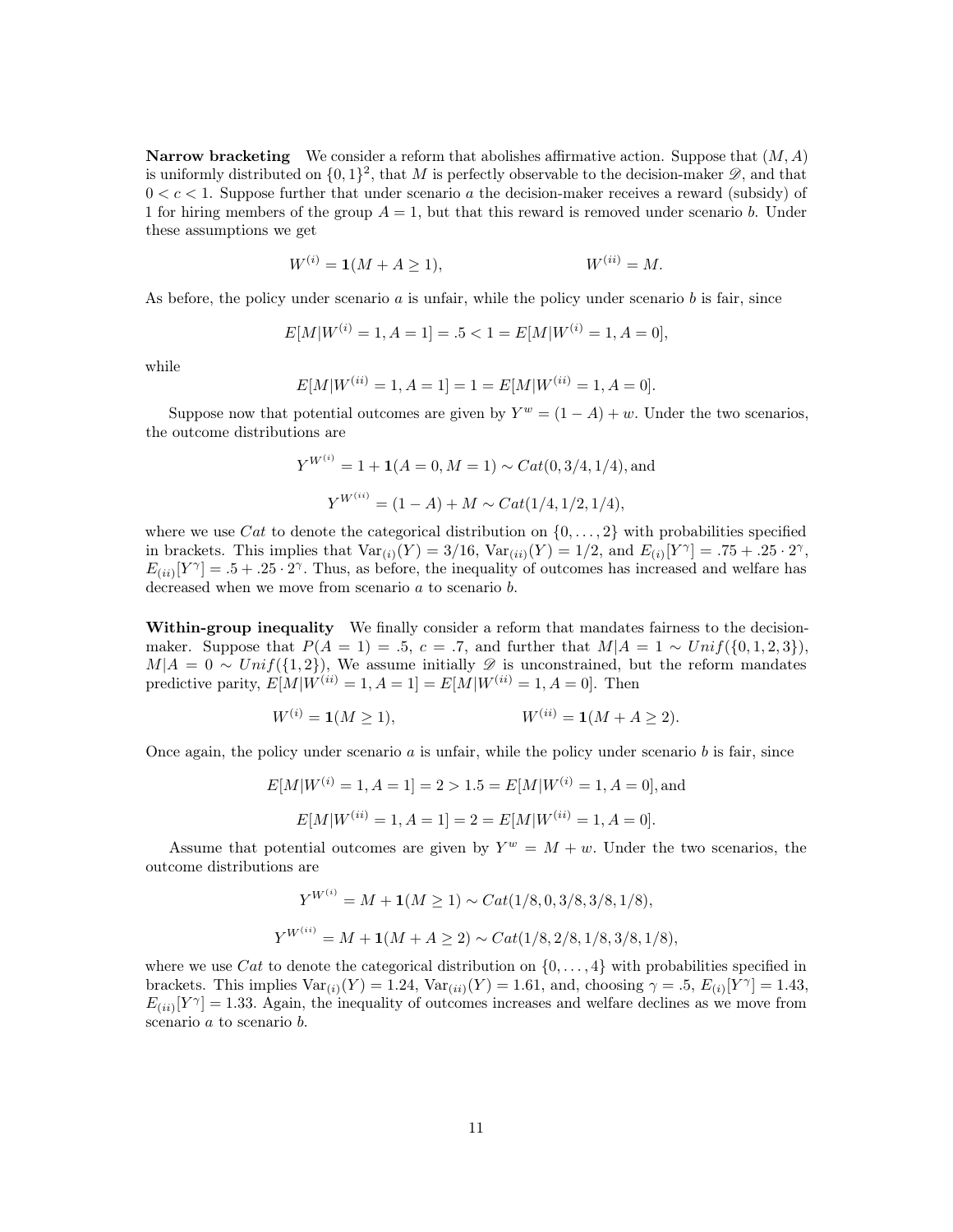**Narrow bracketing** We consider a reform that abolishes affirmative action. Suppose that $(M, A)$ is uniformly distributed on $\{0,1\}^2$, that $M$ is perfectly observable to the decision-maker $\mathscr{D}$, and that $0 < c < 1$. Suppose further that under scenario $a$ the decision-maker receives a reward (subsidy) of 1 for hiring members of the group $A = 1$, but that this reward is removed under scenario $b$. Under these assumptions we get

$$W^{(i)} = \mathbf{1}(M + A \geq 1), \qquad\qquad W^{(ii)} = M.$$

As before, the policy under scenario $a$ is unfair, while the policy under scenario $b$ is fair, since

$$E[M|W^{(i)} = 1, A = 1] = .5 < 1 = E[M|W^{(i)} = 1, A = 0],$$

while

$$E[M|W^{(ii)} = 1, A = 1] = 1 = E[M|W^{(ii)} = 1, A = 0].$$

Suppose now that potential outcomes are given by $Y^w = (1 - A) + w$. Under the two scenarios, the outcome distributions are

$$Y^{W^{(i)}} = 1 + \mathbf{1}(A = 0, M = 1) \sim Cat(0, 3/4, 1/4), \text{and}$$

$$Y^{W^{(ii)}} = (1 - A) + M \sim Cat(1/4, 1/2, 1/4),$$

where we use $Cat$ to denote the categorical distribution on $\{0, \ldots, 2\}$ with probabilities specified in brackets. This implies that $\text{Var}_{(i)}(Y) = 3/16$, $\text{Var}_{(ii)}(Y) = 1/2$, and $E_{(i)}[Y^\gamma] = .75 + .25 \cdot 2^\gamma$, $E_{(ii)}[Y^\gamma] = .5 + .25 \cdot 2^\gamma$. Thus, as before, the inequality of outcomes has increased and welfare has decreased when we move from scenario $a$ to scenario $b$.

**Within-group inequality** We finally consider a reform that mandates fairness to the decision-maker. Suppose that $P(A = 1) = .5$, $c = .7$, and further that $M|A = 1 \sim Unif(\{0, 1, 2, 3\})$, $M|A = 0 \sim Unif(\{1, 2\})$, We assume initially $\mathscr{D}$ is unconstrained, but the reform mandates predictive parity, $E[M|W^{(ii)} = 1, A = 1] = E[M|W^{(ii)} = 1, A = 0]$. Then

$$W^{(i)} = \mathbf{1}(M \geq 1), \qquad\qquad W^{(ii)} = \mathbf{1}(M + A \geq 2).$$

Once again, the policy under scenario $a$ is unfair, while the policy under scenario $b$ is fair, since

$$E[M|W^{(i)} = 1, A = 1] = 2 > 1.5 = E[M|W^{(i)} = 1, A = 0], \text{and}$$

$$E[M|W^{(ii)} = 1, A = 1] = 2 = E[M|W^{(ii)} = 1, A = 0].$$

Assume that potential outcomes are given by $Y^w = M + w$. Under the two scenarios, the outcome distributions are

$$Y^{W^{(i)}} = M + \mathbf{1}(M \geq 1) \sim Cat(1/8, 0, 3/8, 3/8, 1/8),$$

$$Y^{W^{(ii)}} = M + \mathbf{1}(M + A \geq 2) \sim Cat(1/8, 2/8, 1/8, 3/8, 1/8),$$

where we use $Cat$ to denote the categorical distribution on $\{0, \ldots, 4\}$ with probabilities specified in brackets. This implies $\text{Var}_{(i)}(Y) = 1.24$, $\text{Var}_{(ii)}(Y) = 1.61$, and, choosing $\gamma = .5$, $E_{(i)}[Y^\gamma] = 1.43$, $E_{(ii)}[Y^\gamma] = 1.33$. Again, the inequality of outcomes increases and welfare declines as we move from scenario $a$ to scenario $b$.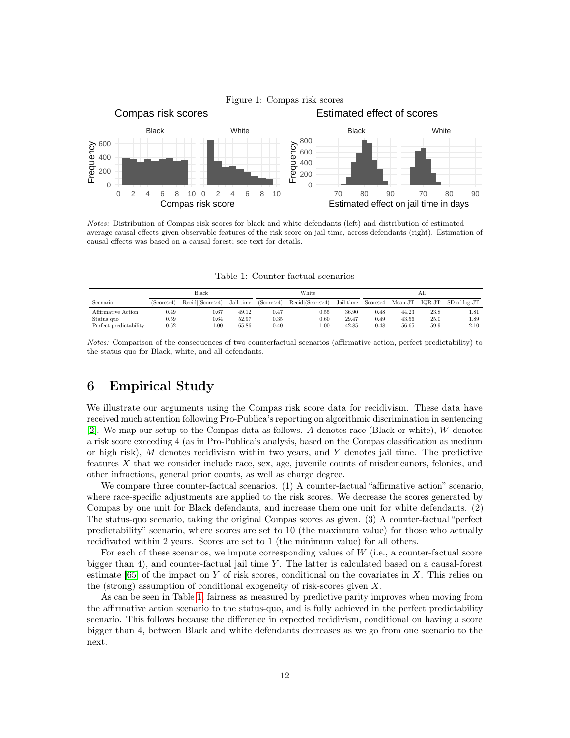Figure 1: Compas risk scores

*Notes:* Distribution of Compas risk scores for black and white defendants (left) and distribution of estimated average causal effects given observable features of the risk score on jail time, across defendants (right). Estimation of causal effects was based on a causal forest; see text for details.

Table 1: Counter-factual scenarios

| | Black | | | White | | | All | | | |
|---|---|---|---|---|---|---|---|---|---|---|
| Scenario | (Score>4) | Recid\|(Score>4) | Jail time | (Score>4) | Recid\|(Score>4) | Jail time | Score>4 | Mean JT | IQR JT | SD of log JT |
| Affirmative Action | 0.49 | 0.67 | 49.12 | 0.47 | 0.55 | 36.90 | 0.48 | 44.23 | 23.8 | 1.81 |
| Status quo | 0.59 | 0.64 | 52.97 | 0.35 | 0.60 | 29.47 | 0.49 | 43.56 | 25.0 | 1.89 |
| Perfect predictability | 0.52 | 1.00 | 65.86 | 0.40 | 1.00 | 42.85 | 0.48 | 56.65 | 59.9 | 2.10 |

*Notes:* Comparison of the consequences of two counterfactual scenarios (affirmative action, perfect predictability) to the status quo for Black, white, and all defendants.

# 6 Empirical Study

We illustrate our arguments using the Compas risk score data for recidivism. These data have received much attention following Pro-Publica's reporting on algorithmic discrimination in sentencing [2]. We map our setup to the Compas data as follows. $A$ denotes race (Black or white), $W$ denotes a risk score exceeding 4 (as in Pro-Publica's analysis, based on the Compas classification as medium or high risk), $M$ denotes recidivism within two years, and $Y$ denotes jail time. The predictive features $X$ that we consider include race, sex, age, juvenile counts of misdemeanors, felonies, and other infractions, general prior counts, as well as charge degree.

We compare three counter-factual scenarios. (1) A counter-factual "affirmative action" scenario, where race-specific adjustments are applied to the risk scores. We decrease the scores generated by Compas by one unit for Black defendants, and increase them one unit for white defendants. (2) The status-quo scenario, taking the original Compas scores as given. (3) A counter-factual "perfect predictability" scenario, where scores are set to 10 (the maximum value) for those who actually recidivated within 2 years. Scores are set to 1 (the minimum value) for all others.

For each of these scenarios, we impute corresponding values of $W$ (i.e., a counter-factual score bigger than 4), and counter-factual jail time $Y$. The latter is calculated based on a causal-forest estimate [65] of the impact on $Y$ of risk scores, conditional on the covariates in $X$. This relies on the (strong) assumption of conditional exogeneity of risk-scores given $X$.

As can be seen in Table 1, fairness as measured by predictive parity improves when moving from the affirmative action scenario to the status-quo, and is fully achieved in the perfect predictability scenario. This follows because the difference in expected recidivism, conditional on having a score bigger than 4, between Black and white defendants decreases as we go from one scenario to the next.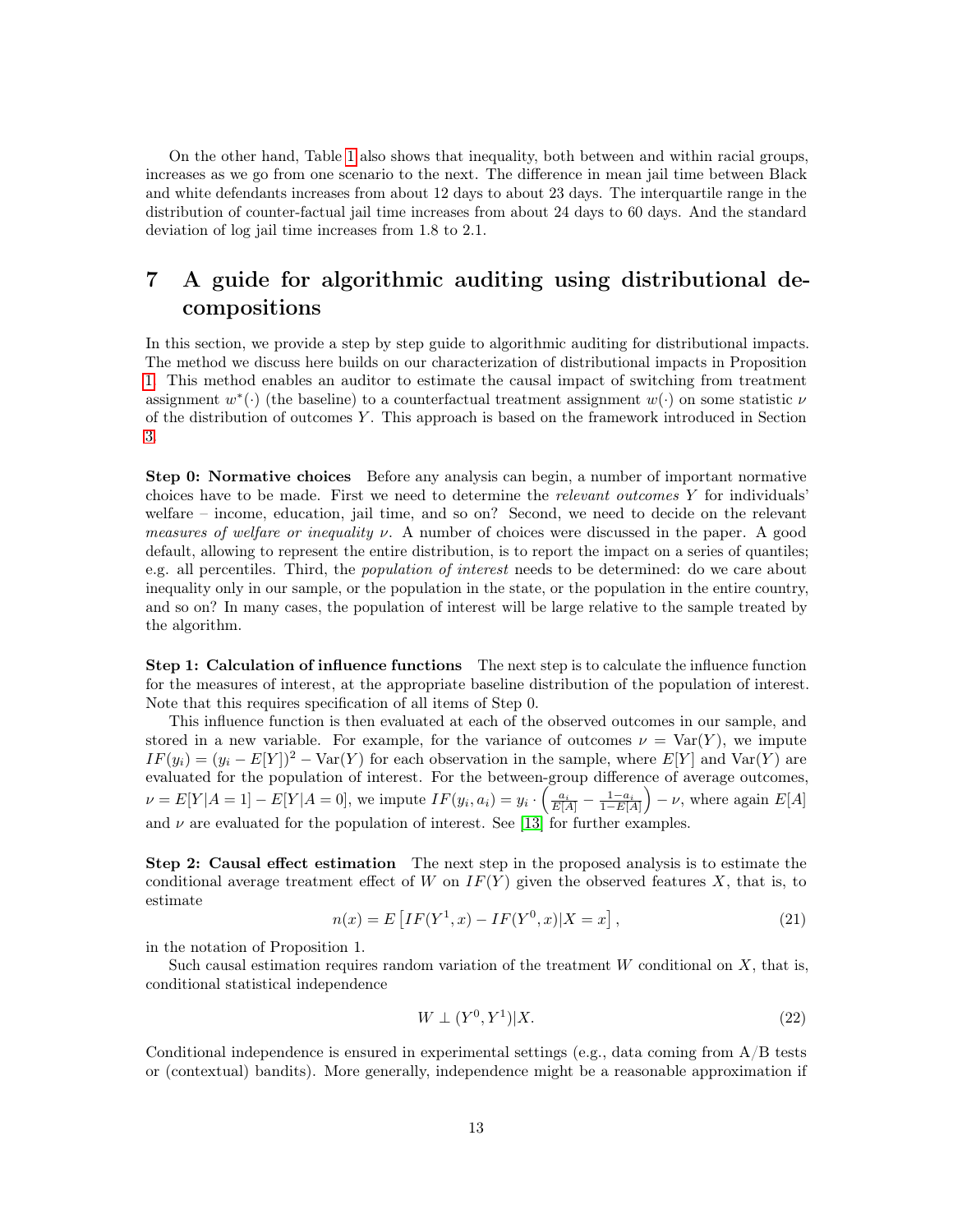On the other hand, Table 1 also shows that inequality, both between and within racial groups, increases as we go from one scenario to the next. The difference in mean jail time between Black and white defendants increases from about 12 days to about 23 days. The interquartile range in the distribution of counter-factual jail time increases from about 24 days to 60 days. And the standard deviation of log jail time increases from 1.8 to 2.1.

# 7 A guide for algorithmic auditing using distributional decompositions

In this section, we provide a step by step guide to algorithmic auditing for distributional impacts. The method we discuss here builds on our characterization of distributional impacts in Proposition 1. This method enables an auditor to estimate the causal impact of switching from treatment assignment $w^*(\cdot)$ (the baseline) to a counterfactual treatment assignment $w(\cdot)$ on some statistic $\nu$ of the distribution of outcomes $Y$. This approach is based on the framework introduced in Section 3.

**Step 0: Normative choices** Before any analysis can begin, a number of important normative choices have to be made. First we need to determine the *relevant outcomes* $Y$ for individuals' welfare – income, education, jail time, and so on? Second, we need to decide on the relevant *measures of welfare or inequality* $\nu$. A number of choices were discussed in the paper. A good default, allowing to represent the entire distribution, is to report the impact on a series of quantiles; e.g. all percentiles. Third, the *population of interest* needs to be determined: do we care about inequality only in our sample, or the population in the state, or the population in the entire country, and so on? In many cases, the population of interest will be large relative to the sample treated by the algorithm.

**Step 1: Calculation of influence functions** The next step is to calculate the influence function for the measures of interest, at the appropriate baseline distribution of the population of interest. Note that this requires specification of all items of Step 0.

This influence function is then evaluated at each of the observed outcomes in our sample, and stored in a new variable. For example, for the variance of outcomes $\nu = \mathrm{Var}(Y)$, we impute $IF(y_i) = (y_i - E[Y])^2 - \mathrm{Var}(Y)$ for each observation in the sample, where $E[Y]$ and $\mathrm{Var}(Y)$ are evaluated for the population of interest. For the between-group difference of average outcomes, $\nu = E[Y|A=1] - E[Y|A=0]$, we impute $IF(y_i, a_i) = y_i \cdot \left(\frac{a_i}{E[A]} - \frac{1-a_i}{1-E[A]}\right) - \nu$, where again $E[A]$ and $\nu$ are evaluated for the population of interest. See [13] for further examples.

**Step 2: Causal effect estimation** The next step in the proposed analysis is to estimate the conditional average treatment effect of $W$ on $IF(Y)$ given the observed features $X$, that is, to estimate

$$n(x) = E\left[IF(Y^1, x) - IF(Y^0, x)|X = x\right], \tag{21}$$

in the notation of Proposition 1.

Such causal estimation requires random variation of the treatment $W$ conditional on $X$, that is, conditional statistical independence

$$W \perp (Y^0, Y^1)|X. \tag{22}$$

Conditional independence is ensured in experimental settings (e.g., data coming from A/B tests or (contextual) bandits). More generally, independence might be a reasonable approximation if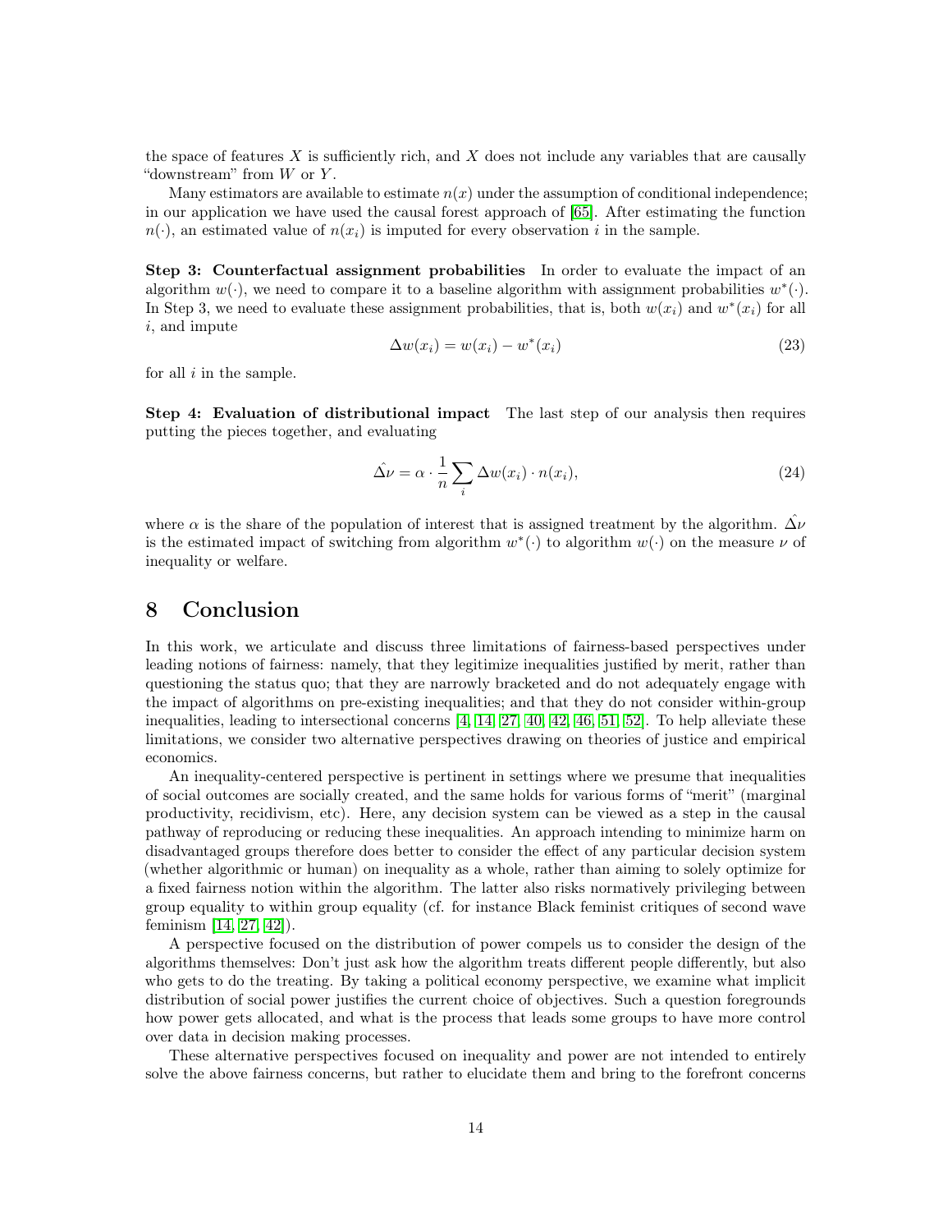the space of features $X$ is sufficiently rich, and $X$ does not include any variables that are causally "downstream" from $W$ or $Y$.

Many estimators are available to estimate $n(x)$ under the assumption of conditional independence; in our application we have used the causal forest approach of [65]. After estimating the function $n(\cdot)$, an estimated value of $n(x_i)$ is imputed for every observation $i$ in the sample.

**Step 3: Counterfactual assignment probabilities** In order to evaluate the impact of an algorithm $w(\cdot)$, we need to compare it to a baseline algorithm with assignment probabilities $w^*(\cdot)$. In Step 3, we need to evaluate these assignment probabilities, that is, both $w(x_i)$ and $w^*(x_i)$ for all $i$, and impute

$$\Delta w(x_i) = w(x_i) - w^*(x_i) \tag{23}$$

for all $i$ in the sample.

**Step 4: Evaluation of distributional impact** The last step of our analysis then requires putting the pieces together, and evaluating

$$\hat{\Delta\nu} = \alpha \cdot \frac{1}{n} \sum_i \Delta w(x_i) \cdot n(x_i), \tag{24}$$

where $\alpha$ is the share of the population of interest that is assigned treatment by the algorithm. $\hat{\Delta\nu}$ is the estimated impact of switching from algorithm $w^*(\cdot)$ to algorithm $w(\cdot)$ on the measure $\nu$ of inequality or welfare.

# 8 Conclusion

In this work, we articulate and discuss three limitations of fairness-based perspectives under leading notions of fairness: namely, that they legitimize inequalities justified by merit, rather than questioning the status quo; that they are narrowly bracketed and do not adequately engage with the impact of algorithms on pre-existing inequalities; and that they do not consider within-group inequalities, leading to intersectional concerns [4, 14, 27, 40, 42, 46, 51, 52]. To help alleviate these limitations, we consider two alternative perspectives drawing on theories of justice and empirical economics.

An inequality-centered perspective is pertinent in settings where we presume that inequalities of social outcomes are socially created, and the same holds for various forms of "merit" (marginal productivity, recidivism, etc). Here, any decision system can be viewed as a step in the causal pathway of reproducing or reducing these inequalities. An approach intending to minimize harm on disadvantaged groups therefore does better to consider the effect of any particular decision system (whether algorithmic or human) on inequality as a whole, rather than aiming to solely optimize for a fixed fairness notion within the algorithm. The latter also risks normatively privileging between group equality to within group equality (cf. for instance Black feminist critiques of second wave feminism [14, 27, 42]).

A perspective focused on the distribution of power compels us to consider the design of the algorithms themselves: Don't just ask how the algorithm treats different people differently, but also who gets to do the treating. By taking a political economy perspective, we examine what implicit distribution of social power justifies the current choice of objectives. Such a question foregrounds how power gets allocated, and what is the process that leads some groups to have more control over data in decision making processes.

These alternative perspectives focused on inequality and power are not intended to entirely solve the above fairness concerns, but rather to elucidate them and bring to the forefront concerns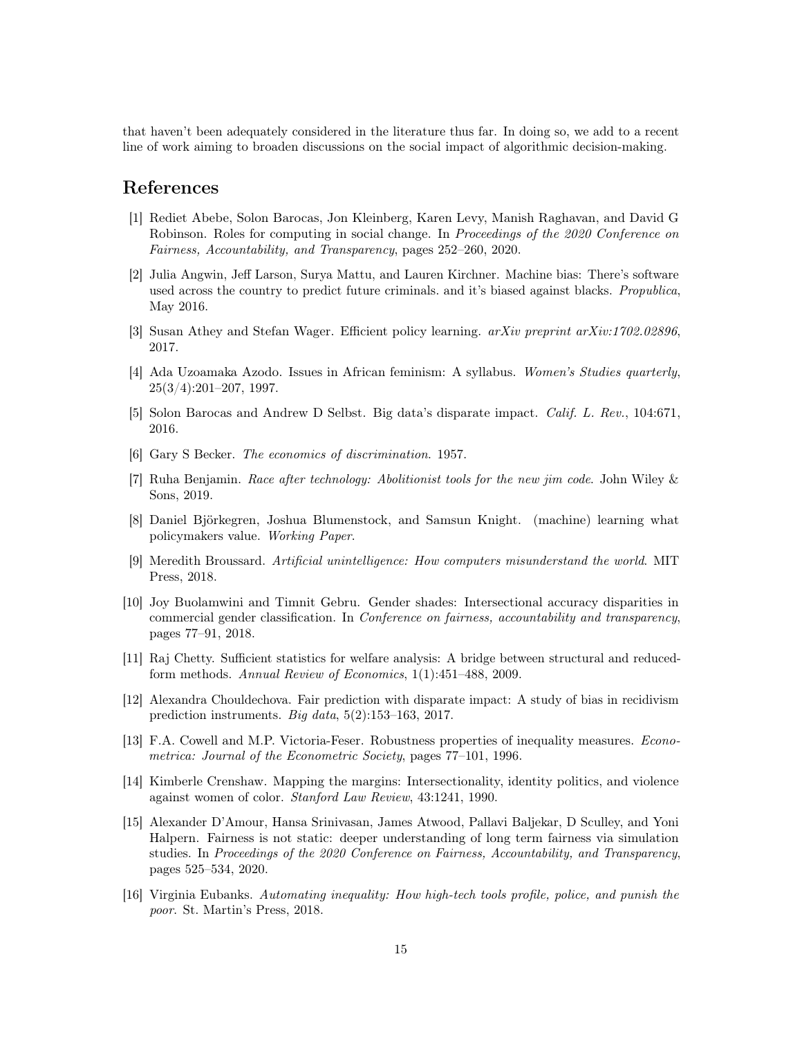that haven't been adequately considered in the literature thus far. In doing so, we add to a recent line of work aiming to broaden discussions on the social impact of algorithmic decision-making.

# References

[1] Rediet Abebe, Solon Barocas, Jon Kleinberg, Karen Levy, Manish Raghavan, and David G Robinson. Roles for computing in social change. In *Proceedings of the 2020 Conference on Fairness, Accountability, and Transparency*, pages 252–260, 2020.

[2] Julia Angwin, Jeff Larson, Surya Mattu, and Lauren Kirchner. Machine bias: There's software used across the country to predict future criminals. and it's biased against blacks. *Propublica*, May 2016.

[3] Susan Athey and Stefan Wager. Efficient policy learning. *arXiv preprint arXiv:1702.02896*, 2017.

[4] Ada Uzoamaka Azodo. Issues in African feminism: A syllabus. *Women's Studies quarterly*, 25(3/4):201–207, 1997.

[5] Solon Barocas and Andrew D Selbst. Big data's disparate impact. *Calif. L. Rev.*, 104:671, 2016.

[6] Gary S Becker. *The economics of discrimination*. 1957.

[7] Ruha Benjamin. *Race after technology: Abolitionist tools for the new jim code*. John Wiley & Sons, 2019.

[8] Daniel Björkegren, Joshua Blumenstock, and Samsun Knight. (machine) learning what policymakers value. *Working Paper*.

[9] Meredith Broussard. *Artificial unintelligence: How computers misunderstand the world*. MIT Press, 2018.

[10] Joy Buolamwini and Timnit Gebru. Gender shades: Intersectional accuracy disparities in commercial gender classification. In *Conference on fairness, accountability and transparency*, pages 77–91, 2018.

[11] Raj Chetty. Sufficient statistics for welfare analysis: A bridge between structural and reduced-form methods. *Annual Review of Economics*, 1(1):451–488, 2009.

[12] Alexandra Chouldechova. Fair prediction with disparate impact: A study of bias in recidivism prediction instruments. *Big data*, 5(2):153–163, 2017.

[13] F.A. Cowell and M.P. Victoria-Feser. Robustness properties of inequality measures. *Econometrica: Journal of the Econometric Society*, pages 77–101, 1996.

[14] Kimberle Crenshaw. Mapping the margins: Intersectionality, identity politics, and violence against women of color. *Stanford Law Review*, 43:1241, 1990.

[15] Alexander D'Amour, Hansa Srinivasan, James Atwood, Pallavi Baljekar, D Sculley, and Yoni Halpern. Fairness is not static: deeper understanding of long term fairness via simulation studies. In *Proceedings of the 2020 Conference on Fairness, Accountability, and Transparency*, pages 525–534, 2020.

[16] Virginia Eubanks. *Automating inequality: How high-tech tools profile, police, and punish the poor.* St. Martin's Press, 2018.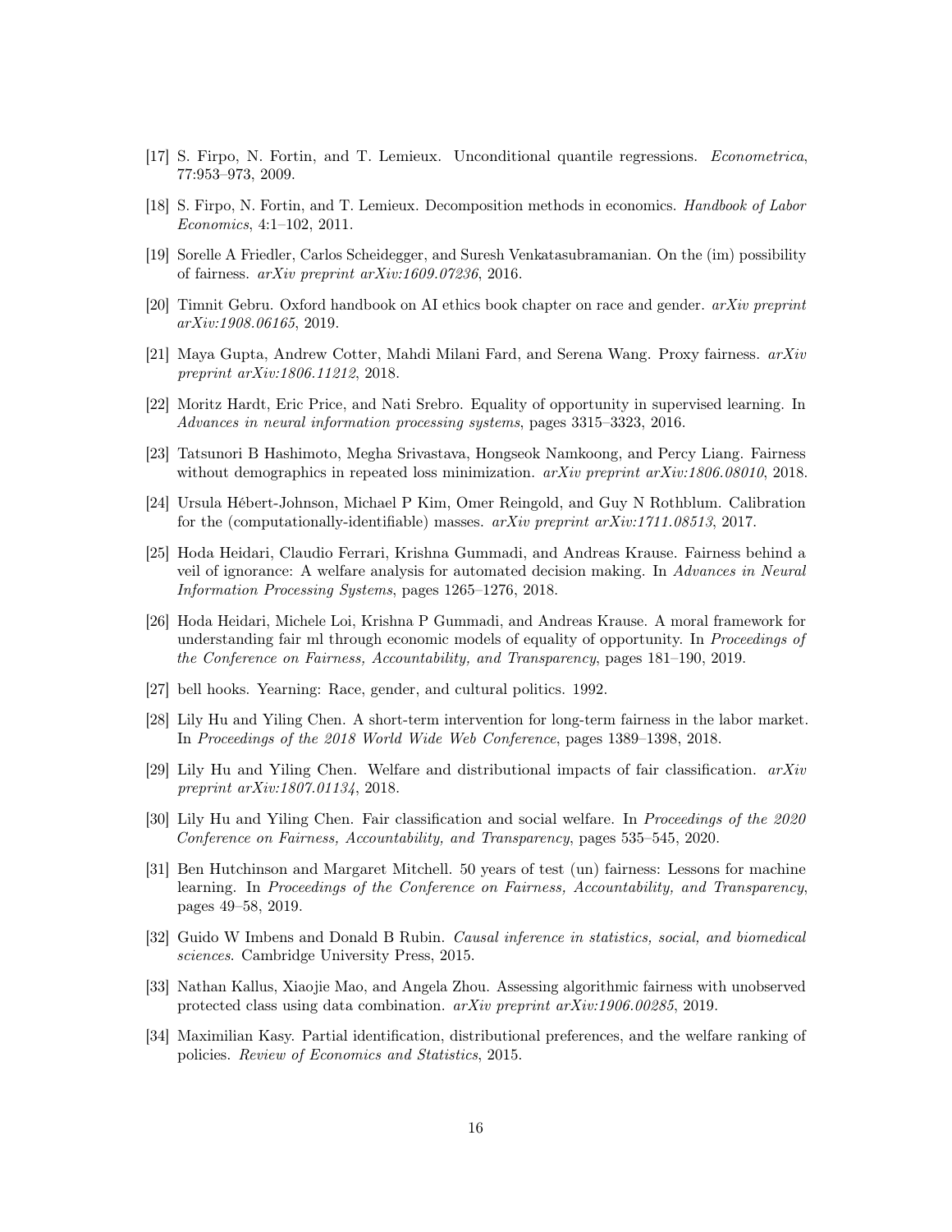[17] S. Firpo, N. Fortin, and T. Lemieux. Unconditional quantile regressions. *Econometrica*, 77:953–973, 2009.

[18] S. Firpo, N. Fortin, and T. Lemieux. Decomposition methods in economics. *Handbook of Labor Economics*, 4:1–102, 2011.

[19] Sorelle A Friedler, Carlos Scheidegger, and Suresh Venkatasubramanian. On the (im) possibility of fairness. *arXiv preprint arXiv:1609.07236*, 2016.

[20] Timnit Gebru. Oxford handbook on AI ethics book chapter on race and gender. *arXiv preprint arXiv:1908.06165*, 2019.

[21] Maya Gupta, Andrew Cotter, Mahdi Milani Fard, and Serena Wang. Proxy fairness. *arXiv preprint arXiv:1806.11212*, 2018.

[22] Moritz Hardt, Eric Price, and Nati Srebro. Equality of opportunity in supervised learning. In *Advances in neural information processing systems*, pages 3315–3323, 2016.

[23] Tatsunori B Hashimoto, Megha Srivastava, Hongseok Namkoong, and Percy Liang. Fairness without demographics in repeated loss minimization. *arXiv preprint arXiv:1806.08010*, 2018.

[24] Ursula Hébert-Johnson, Michael P Kim, Omer Reingold, and Guy N Rothblum. Calibration for the (computationally-identifiable) masses. *arXiv preprint arXiv:1711.08513*, 2017.

[25] Hoda Heidari, Claudio Ferrari, Krishna Gummadi, and Andreas Krause. Fairness behind a veil of ignorance: A welfare analysis for automated decision making. In *Advances in Neural Information Processing Systems*, pages 1265–1276, 2018.

[26] Hoda Heidari, Michele Loi, Krishna P Gummadi, and Andreas Krause. A moral framework for understanding fair ml through economic models of equality of opportunity. In *Proceedings of the Conference on Fairness, Accountability, and Transparency*, pages 181–190, 2019.

[27] bell hooks. Yearning: Race, gender, and cultural politics. 1992.

[28] Lily Hu and Yiling Chen. A short-term intervention for long-term fairness in the labor market. In *Proceedings of the 2018 World Wide Web Conference*, pages 1389–1398, 2018.

[29] Lily Hu and Yiling Chen. Welfare and distributional impacts of fair classification. *arXiv preprint arXiv:1807.01134*, 2018.

[30] Lily Hu and Yiling Chen. Fair classification and social welfare. In *Proceedings of the 2020 Conference on Fairness, Accountability, and Transparency*, pages 535–545, 2020.

[31] Ben Hutchinson and Margaret Mitchell. 50 years of test (un) fairness: Lessons for machine learning. In *Proceedings of the Conference on Fairness, Accountability, and Transparency*, pages 49–58, 2019.

[32] Guido W Imbens and Donald B Rubin. *Causal inference in statistics, social, and biomedical sciences*. Cambridge University Press, 2015.

[33] Nathan Kallus, Xiaojie Mao, and Angela Zhou. Assessing algorithmic fairness with unobserved protected class using data combination. *arXiv preprint arXiv:1906.00285*, 2019.

[34] Maximilian Kasy. Partial identification, distributional preferences, and the welfare ranking of policies. *Review of Economics and Statistics*, 2015.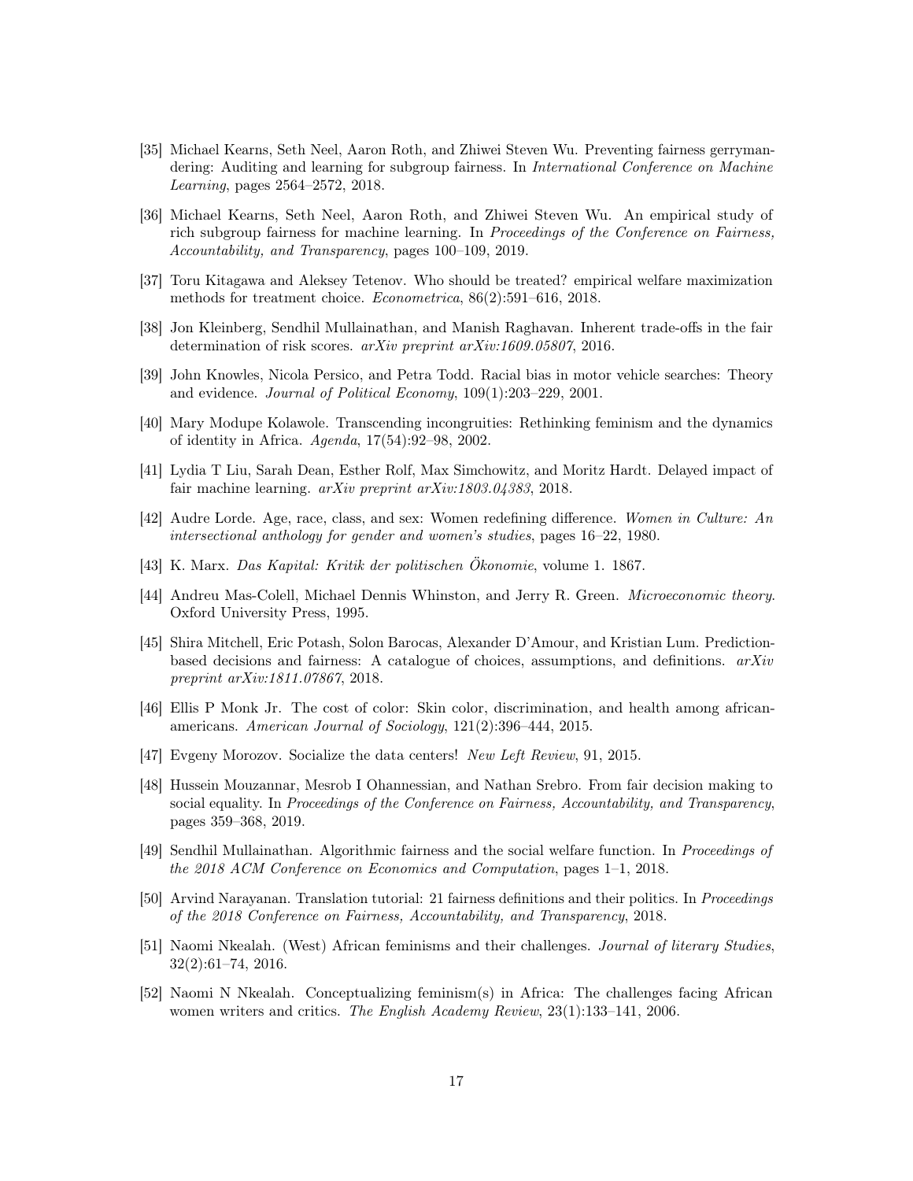[35] Michael Kearns, Seth Neel, Aaron Roth, and Zhiwei Steven Wu. Preventing fairness gerrymandering: Auditing and learning for subgroup fairness. In *International Conference on Machine Learning*, pages 2564–2572, 2018.

[36] Michael Kearns, Seth Neel, Aaron Roth, and Zhiwei Steven Wu. An empirical study of rich subgroup fairness for machine learning. In *Proceedings of the Conference on Fairness, Accountability, and Transparency*, pages 100–109, 2019.

[37] Toru Kitagawa and Aleksey Tetenov. Who should be treated? empirical welfare maximization methods for treatment choice. *Econometrica*, 86(2):591–616, 2018.

[38] Jon Kleinberg, Sendhil Mullainathan, and Manish Raghavan. Inherent trade-offs in the fair determination of risk scores. *arXiv preprint arXiv:1609.05807*, 2016.

[39] John Knowles, Nicola Persico, and Petra Todd. Racial bias in motor vehicle searches: Theory and evidence. *Journal of Political Economy*, 109(1):203–229, 2001.

[40] Mary Modupe Kolawole. Transcending incongruities: Rethinking feminism and the dynamics of identity in Africa. *Agenda*, 17(54):92–98, 2002.

[41] Lydia T Liu, Sarah Dean, Esther Rolf, Max Simchowitz, and Moritz Hardt. Delayed impact of fair machine learning. *arXiv preprint arXiv:1803.04383*, 2018.

[42] Audre Lorde. Age, race, class, and sex: Women redefining difference. *Women in Culture: An intersectional anthology for gender and women's studies*, pages 16–22, 1980.

[43] K. Marx. *Das Kapital: Kritik der politischen Ökonomie*, volume 1. 1867.

[44] Andreu Mas-Colell, Michael Dennis Whinston, and Jerry R. Green. *Microeconomic theory*. Oxford University Press, 1995.

[45] Shira Mitchell, Eric Potash, Solon Barocas, Alexander D'Amour, and Kristian Lum. Prediction-based decisions and fairness: A catalogue of choices, assumptions, and definitions. *arXiv preprint arXiv:1811.07867*, 2018.

[46] Ellis P Monk Jr. The cost of color: Skin color, discrimination, and health among african-americans. *American Journal of Sociology*, 121(2):396–444, 2015.

[47] Evgeny Morozov. Socialize the data centers! *New Left Review*, 91, 2015.

[48] Hussein Mouzannar, Mesrob I Ohannessian, and Nathan Srebro. From fair decision making to social equality. In *Proceedings of the Conference on Fairness, Accountability, and Transparency*, pages 359–368, 2019.

[49] Sendhil Mullainathan. Algorithmic fairness and the social welfare function. In *Proceedings of the 2018 ACM Conference on Economics and Computation*, pages 1–1, 2018.

[50] Arvind Narayanan. Translation tutorial: 21 fairness definitions and their politics. In *Proceedings of the 2018 Conference on Fairness, Accountability, and Transparency*, 2018.

[51] Naomi Nkealah. (West) African feminisms and their challenges. *Journal of literary Studies*, 32(2):61–74, 2016.

[52] Naomi N Nkealah. Conceptualizing feminism(s) in Africa: The challenges facing African women writers and critics. *The English Academy Review*, 23(1):133–141, 2006.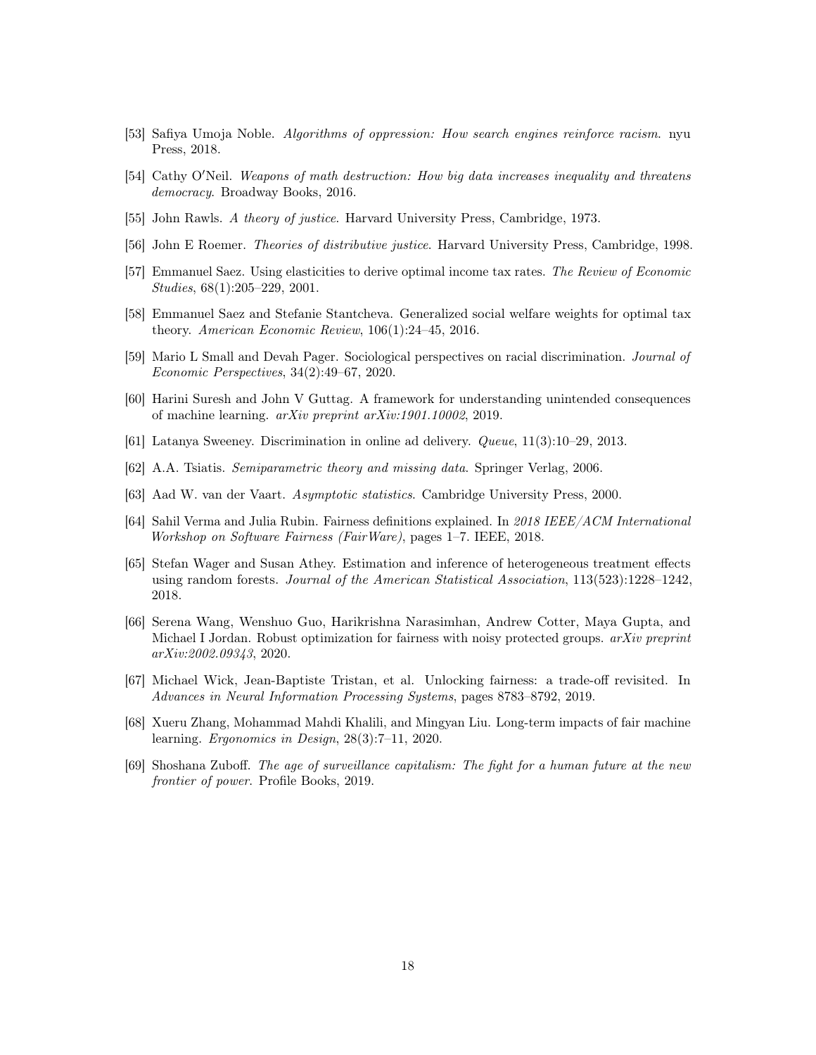[53] Safiya Umoja Noble. *Algorithms of oppression: How search engines reinforce racism*. nyu Press, 2018.

[54] Cathy O'Neil. *Weapons of math destruction: How big data increases inequality and threatens democracy*. Broadway Books, 2016.

[55] John Rawls. *A theory of justice*. Harvard University Press, Cambridge, 1973.

[56] John E Roemer. *Theories of distributive justice*. Harvard University Press, Cambridge, 1998.

[57] Emmanuel Saez. Using elasticities to derive optimal income tax rates. *The Review of Economic Studies*, 68(1):205–229, 2001.

[58] Emmanuel Saez and Stefanie Stantcheva. Generalized social welfare weights for optimal tax theory. *American Economic Review*, 106(1):24–45, 2016.

[59] Mario L Small and Devah Pager. Sociological perspectives on racial discrimination. *Journal of Economic Perspectives*, 34(2):49–67, 2020.

[60] Harini Suresh and John V Guttag. A framework for understanding unintended consequences of machine learning. *arXiv preprint arXiv:1901.10002*, 2019.

[61] Latanya Sweeney. Discrimination in online ad delivery. *Queue*, 11(3):10–29, 2013.

[62] A.A. Tsiatis. *Semiparametric theory and missing data*. Springer Verlag, 2006.

[63] Aad W. van der Vaart. *Asymptotic statistics*. Cambridge University Press, 2000.

[64] Sahil Verma and Julia Rubin. Fairness definitions explained. In *2018 IEEE/ACM International Workshop on Software Fairness (FairWare)*, pages 1–7. IEEE, 2018.

[65] Stefan Wager and Susan Athey. Estimation and inference of heterogeneous treatment effects using random forests. *Journal of the American Statistical Association*, 113(523):1228–1242, 2018.

[66] Serena Wang, Wenshuo Guo, Harikrishna Narasimhan, Andrew Cotter, Maya Gupta, and Michael I Jordan. Robust optimization for fairness with noisy protected groups. *arXiv preprint arXiv:2002.09343*, 2020.

[67] Michael Wick, Jean-Baptiste Tristan, et al. Unlocking fairness: a trade-off revisited. In *Advances in Neural Information Processing Systems*, pages 8783–8792, 2019.

[68] Xueru Zhang, Mohammad Mahdi Khalili, and Mingyan Liu. Long-term impacts of fair machine learning. *Ergonomics in Design*, 28(3):7–11, 2020.

[69] Shoshana Zuboff. *The age of surveillance capitalism: The fight for a human future at the new frontier of power*. Profile Books, 2019.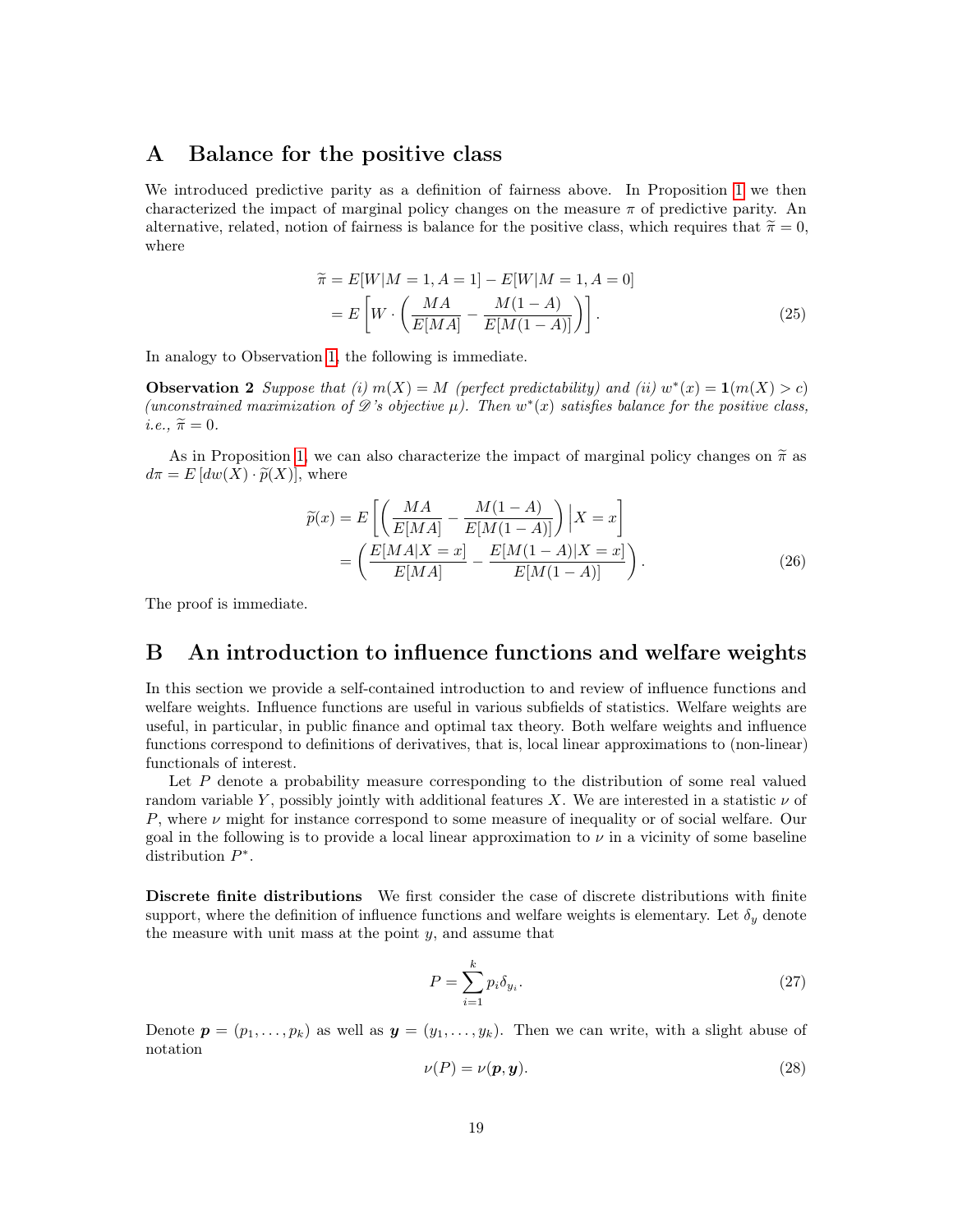# A Balance for the positive class

We introduced predictive parity as a definition of fairness above. In Proposition 1 we then characterized the impact of marginal policy changes on the measure $\pi$ of predictive parity. An alternative, related, notion of fairness is balance for the positive class, which requires that $\widetilde{\pi} = 0$, where

$$\begin{aligned} \widetilde{\pi} &= E[W|M=1, A=1] - E[W|M=1, A=0] \\ &= E\left[ W \cdot \left( \frac{MA}{E[MA]} - \frac{M(1-A)}{E[M(1-A)]} \right) \right]. \end{aligned} \tag{25}$$

In analogy to Observation 1, the following is immediate.

**Observation 2** *Suppose that (i) $m(X) = M$ (perfect predictability) and (ii) $w^*(x) = \mathbf{1}(m(X) > c)$ (unconstrained maximization of $\mathscr{D}$'s objective $\mu$). Then $w^*(x)$ satisfies balance for the positive class, i.e., $\widetilde{\pi} = 0$.*

As in Proposition 1, we can also characterize the impact of marginal policy changes on $\widetilde{\pi}$ as $d\pi = E\left[dw(X) \cdot \widetilde{p}(X)\right]$, where

$$\begin{aligned} \widetilde{p}(x) &= E\left[ \left( \frac{MA}{E[MA]} - \frac{M(1-A)}{E[M(1-A)]} \right) \Big| X = x \right] \\ &= \left( \frac{E[MA|X=x]}{E[MA]} - \frac{E[M(1-A)|X=x]}{E[M(1-A)]} \right). \end{aligned} \tag{26}$$

The proof is immediate.

# B An introduction to influence functions and welfare weights

In this section we provide a self-contained introduction to and review of influence functions and welfare weights. Influence functions are useful in various subfields of statistics. Welfare weights are useful, in particular, in public finance and optimal tax theory. Both welfare weights and influence functions correspond to definitions of derivatives, that is, local linear approximations to (non-linear) functionals of interest.

Let $P$ denote a probability measure corresponding to the distribution of some real valued random variable $Y$, possibly jointly with additional features $X$. We are interested in a statistic $\nu$ of $P$, where $\nu$ might for instance correspond to some measure of inequality or of social welfare. Our goal in the following is to provide a local linear approximation to $\nu$ in a vicinity of some baseline distribution $P^*$.

**Discrete finite distributions** We first consider the case of discrete distributions with finite support, where the definition of influence functions and welfare weights is elementary. Let $\delta_y$ denote the measure with unit mass at the point $y$, and assume that

$$P = \sum_{i=1}^{k} p_i \delta_{y_i}. \tag{27}$$

Denote $\boldsymbol{p} = (p_1, \ldots, p_k)$ as well as $\boldsymbol{y} = (y_1, \ldots, y_k)$. Then we can write, with a slight abuse of notation

$$\nu(P) = \nu(\boldsymbol{p}, \boldsymbol{y}). \tag{28}$$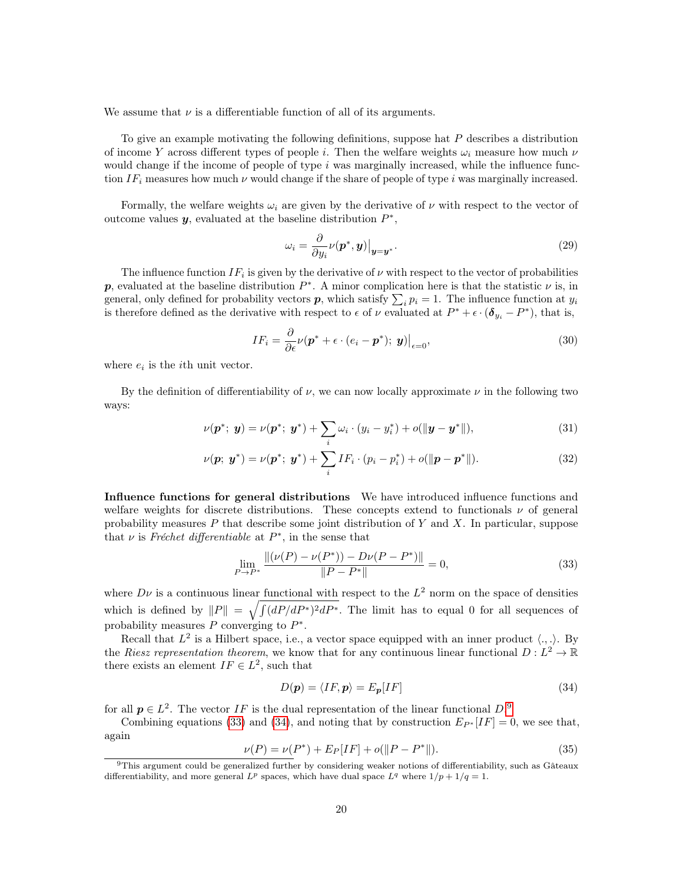We assume that $\nu$ is a differentiable function of all of its arguments.

To give an example motivating the following definitions, suppose hat $P$ describes a distribution of income $Y$ across different types of people $i$. Then the welfare weights $\omega_i$ measure how much $\nu$ would change if the income of people of type $i$ was marginally increased, while the influence function $IF_i$ measures how much $\nu$ would change if the share of people of type $i$ was marginally increased.

Formally, the welfare weights $\omega_i$ are given by the derivative of $\nu$ with respect to the vector of outcome values $\boldsymbol{y}$, evaluated at the baseline distribution $P^*$,

$$\omega_i = \frac{\partial}{\partial y_i} \nu(\boldsymbol{p}^*, \boldsymbol{y})\big|_{\boldsymbol{y}=\boldsymbol{y}^*}. \tag{29}$$

The influence function $IF_i$ is given by the derivative of $\nu$ with respect to the vector of probabilities $\boldsymbol{p}$, evaluated at the baseline distribution $P^*$. A minor complication here is that the statistic $\nu$ is, in general, only defined for probability vectors $\boldsymbol{p}$, which satisfy $\sum_i p_i = 1$. The influence function at $y_i$ is therefore defined as the derivative with respect to $\epsilon$ of $\nu$ evaluated at $P^* + \epsilon \cdot (\boldsymbol{\delta}_{y_i} - P^*)$, that is,

$$IF_i = \frac{\partial}{\partial \epsilon} \nu(\boldsymbol{p}^* + \epsilon \cdot (e_i - \boldsymbol{p}^*);\ \boldsymbol{y})\big|_{\epsilon=0}, \tag{30}$$

where $e_i$ is the $i$th unit vector.

By the definition of differentiability of $\nu$, we can now locally approximate $\nu$ in the following two ways:

$$\nu(\boldsymbol{p}^*;\ \boldsymbol{y}) = \nu(\boldsymbol{p}^*;\ \boldsymbol{y}^*) + \sum_i \omega_i \cdot (y_i - y_i^*) + o(\|\boldsymbol{y} - \boldsymbol{y}^*\|), \tag{31}$$

$$\nu(\boldsymbol{p};\ \boldsymbol{y}^*) = \nu(\boldsymbol{p}^*;\ \boldsymbol{y}^*) + \sum_i IF_i \cdot (p_i - p_i^*) + o(\|\boldsymbol{p} - \boldsymbol{p}^*\|). \tag{32}$$

**Influence functions for general distributions** We have introduced influence functions and welfare weights for discrete distributions. These concepts extend to functionals $\nu$ of general probability measures $P$ that describe some joint distribution of $Y$ and $X$. In particular, suppose that $\nu$ is *Fréchet differentiable* at $P^*$, in the sense that

$$\lim_{P \to P^*} \frac{\|(\nu(P) - \nu(P^*)) - D\nu(P - P^*)\|}{\|P - P^*\|} = 0, \tag{33}$$

where $D\nu$ is a continuous linear functional with respect to the $L^2$ norm on the space of densities which is defined by $\|P\| = \sqrt{\int (dP/dP^*)^2 dP^*}$. The limit has to equal 0 for all sequences of probability measures $P$ converging to $P^*$.

Recall that $L^2$ is a Hilbert space, i.e., a vector space equipped with an inner product $\langle .,. \rangle$. By the *Riesz representation theorem*, we know that for any continuous linear functional $D : L^2 \to \mathbb{R}$ there exists an element $IF \in L^2$, such that

$$D(\boldsymbol{p}) = \langle IF, \boldsymbol{p} \rangle = E_{\boldsymbol{p}}[IF] \tag{34}$$

for all $\boldsymbol{p} \in L^2$. The vector $IF$ is the dual representation of the linear functional $D$.[9]

Combining equations (33) and (34), and noting that by construction $E_{P^*}[IF] = 0$, we see that, again

$$\nu(P) = \nu(P^*) + E_P[IF] + o(\|P - P^*\|). \tag{35}$$

[9] This argument could be generalized further by considering weaker notions of differentiability, such as Gâteaux differentiability, and more general $L^p$ spaces, which have dual space $L^q$ where $1/p + 1/q = 1$.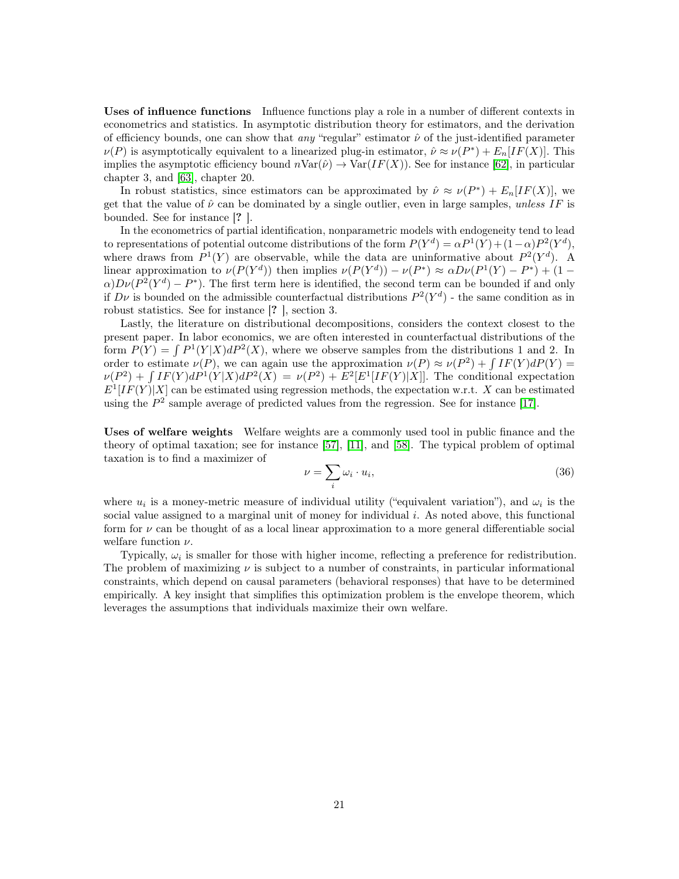**Uses of influence functions** Influence functions play a role in a number of different contexts in econometrics and statistics. In asymptotic distribution theory for estimators, and the derivation of efficiency bounds, one can show that *any* "regular" estimator $\hat{\nu}$ of the just-identified parameter $\nu(P)$ is asymptotically equivalent to a linearized plug-in estimator, $\hat{\nu} \approx \nu(P^*) + E_n[IF(X)]$. This implies the asymptotic efficiency bound $n\text{Var}(\hat{\nu}) \to \text{Var}(IF(X))$. See for instance [62], in particular chapter 3, and [63], chapter 20.

In robust statistics, since estimators can be approximated by $\hat{\nu} \approx \nu(P^*) + E_n[IF(X)]$, we get that the value of $\hat{\nu}$ can be dominated by a single outlier, even in large samples, *unless* $IF$ is bounded. See for instance [? ].

In the econometrics of partial identification, nonparametric models with endogeneity tend to lead to representations of potential outcome distributions of the form $P(Y^d) = \alpha P^1(Y) + (1-\alpha)P^2(Y^d)$, where draws from $P^1(Y)$ are observable, while the data are uninformative about $P^2(Y^d)$. A linear approximation to $\nu(P(Y^d))$ then implies $\nu(P(Y^d)) - \nu(P^*) \approx \alpha D\nu(P^1(Y) - P^*) + (1 - \alpha)D\nu(P^2(Y^d) - P^*)$. The first term here is identified, the second term can be bounded if and only if $D\nu$ is bounded on the admissible counterfactual distributions $P^2(Y^d)$ - the same condition as in robust statistics. See for instance [? ], section 3.

Lastly, the literature on distributional decompositions, considers the context closest to the present paper. In labor economics, we are often interested in counterfactual distributions of the form $P(Y) = \int P^1(Y|X)dP^2(X)$, where we observe samples from the distributions 1 and 2. In order to estimate $\nu(P)$, we can again use the approximation $\nu(P) \approx \nu(P^2) + \int IF(Y)dP(Y) = \nu(P^2) + \int IF(Y)dP^1(Y|X)dP^2(X) = \nu(P^2) + E^2[E^1[IF(Y)|X]]$. The conditional expectation $E^1[IF(Y)|X]$ can be estimated using regression methods, the expectation w.r.t. $X$ can be estimated using the $P^2$ sample average of predicted values from the regression. See for instance [17].

**Uses of welfare weights** Welfare weights are a commonly used tool in public finance and the theory of optimal taxation; see for instance [57], [11], and [58]. The typical problem of optimal taxation is to find a maximizer of

$$\nu = \sum_i \omega_i \cdot u_i, \tag{36}$$

where $u_i$ is a money-metric measure of individual utility ("equivalent variation"), and $\omega_i$ is the social value assigned to a marginal unit of money for individual $i$. As noted above, this functional form for $\nu$ can be thought of as a local linear approximation to a more general differentiable social welfare function $\nu$.

Typically, $\omega_i$ is smaller for those with higher income, reflecting a preference for redistribution. The problem of maximizing $\nu$ is subject to a number of constraints, in particular informational constraints, which depend on causal parameters (behavioral responses) that have to be determined empirically. A key insight that simplifies this optimization problem is the envelope theorem, which leverages the assumptions that individuals maximize their own welfare.